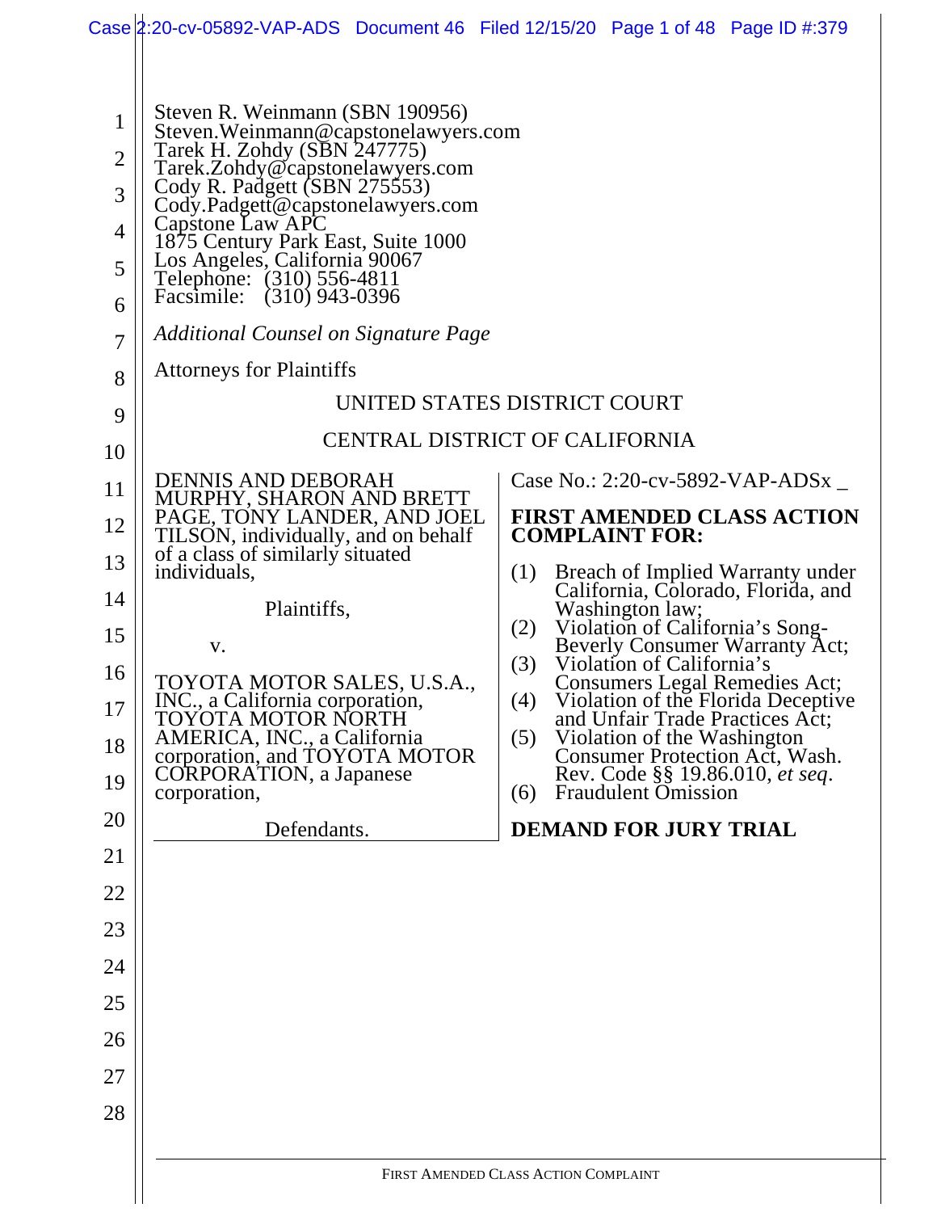Steven R. Weinmann (SBN 190956)
Steven.Weinmann@capstonelawyers.com
Tarek H. Zohdy (SBN 247775)
Tarek.Zohdy@capstonelawyers.com
Cody R. Padgett (SBN 275553)
Cody.Padgett@capstonelawyers.com
Capstone Law APC
1875 Century Park East, Suite 1000
Los Angeles, California 90067
Telephone: (310) 556-4811
Facsimile: (310) 943-0396

*Additional Counsel on Signature Page*

Attorneys for Plaintiffs

UNITED STATES DISTRICT COURT

CENTRAL DISTRICT OF CALIFORNIA

DENNIS AND DEBORAH MURPHY, SHARON AND BRETT PAGE, TONY LANDER, AND JOEL TILSON, individually, and on behalf of a class of similarly situated individuals,

Plaintiffs,

v.

TOYOTA MOTOR SALES, U.S.A., INC., a California corporation, TOYOTA MOTOR NORTH AMERICA, INC., a California corporation, and TOYOTA MOTOR CORPORATION, a Japanese corporation,

Defendants.

Case No.: 2:20-cv-5892-VAP-ADSx _

**FIRST AMENDED CLASS ACTION COMPLAINT FOR:**

(1) Breach of Implied Warranty under California, Colorado, Florida, and Washington law;
(2) Violation of California's Song-Beverly Consumer Warranty Act;
(3) Violation of California's Consumers Legal Remedies Act;
(4) Violation of the Florida Deceptive and Unfair Trade Practices Act;
(5) Violation of the Washington Consumer Protection Act, Wash. Rev. Code §§ 19.86.010, *et seq*.
(6) Fraudulent Omission

**DEMAND FOR JURY TRIAL**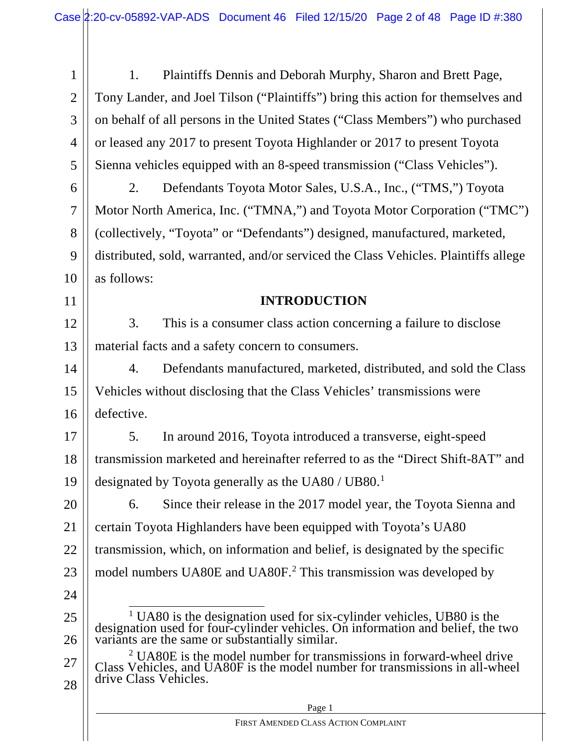1. Plaintiffs Dennis and Deborah Murphy, Sharon and Brett Page, Tony Lander, and Joel Tilson ("Plaintiffs") bring this action for themselves and on behalf of all persons in the United States ("Class Members") who purchased or leased any 2017 to present Toyota Highlander or 2017 to present Toyota Sienna vehicles equipped with an 8-speed transmission ("Class Vehicles").

2. Defendants Toyota Motor Sales, U.S.A., Inc., ("TMS,") Toyota Motor North America, Inc. ("TMNA,") and Toyota Motor Corporation ("TMC") (collectively, "Toyota" or "Defendants") designed, manufactured, marketed, distributed, sold, warranted, and/or serviced the Class Vehicles. Plaintiffs allege as follows:

## INTRODUCTION

3. This is a consumer class action concerning a failure to disclose material facts and a safety concern to consumers.

4. Defendants manufactured, marketed, distributed, and sold the Class Vehicles without disclosing that the Class Vehicles' transmissions were defective.

5. In around 2016, Toyota introduced a transverse, eight-speed transmission marketed and hereinafter referred to as the "Direct Shift-8AT" and designated by Toyota generally as the UA80 / UB80.[1]

6. Since their release in the 2017 model year, the Toyota Sienna and certain Toyota Highlanders have been equipped with Toyota's UA80 transmission, which, on information and belief, is designated by the specific model numbers UA80E and UA80F.[2] This transmission was developed by

---

[1] UA80 is the designation used for six-cylinder vehicles, UB80 is the designation used for four-cylinder vehicles. On information and belief, the two variants are the same or substantially similar.

[2] UA80E is the model number for transmissions in forward-wheel drive Class Vehicles, and UA80F is the model number for transmissions in all-wheel drive Class Vehicles.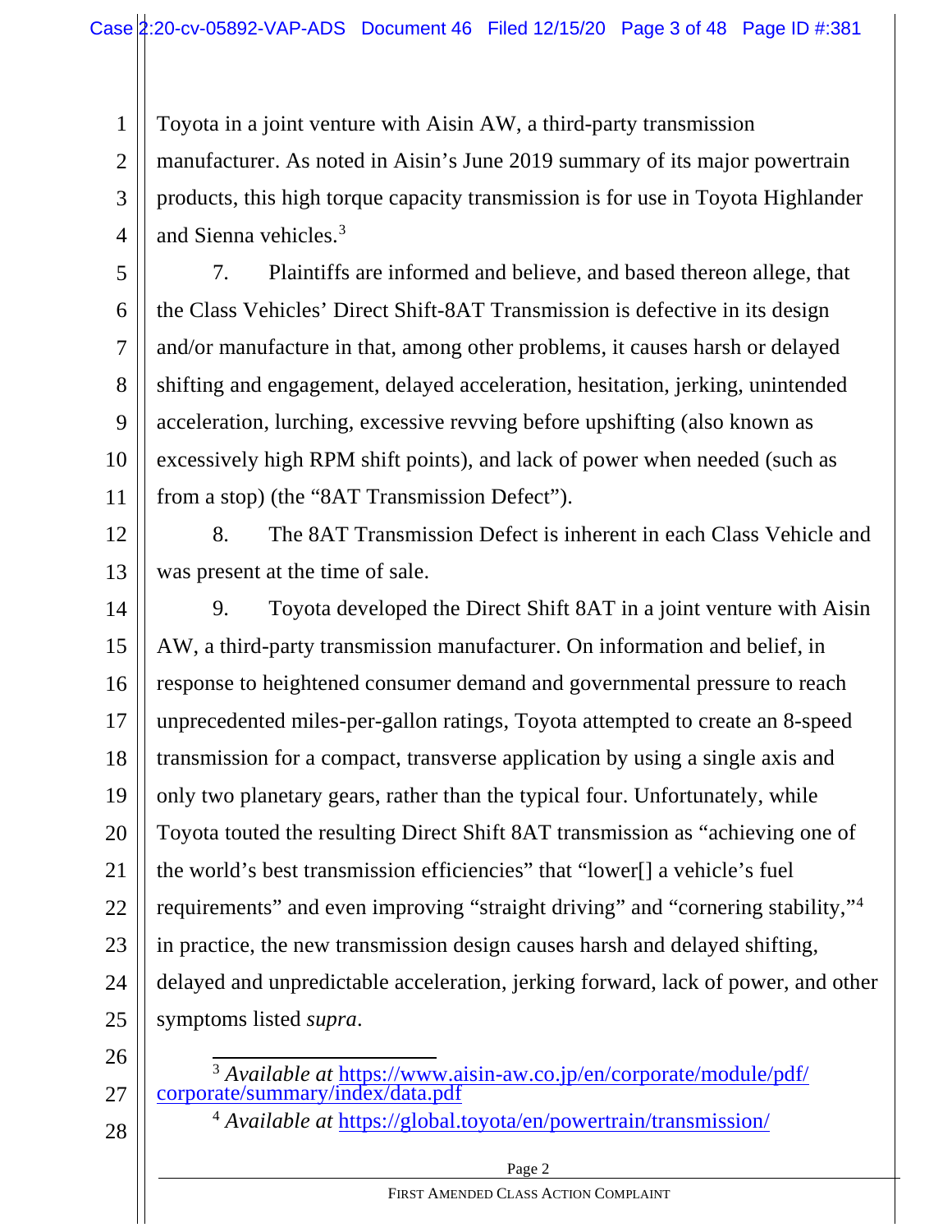Toyota in a joint venture with Aisin AW, a third-party transmission manufacturer. As noted in Aisin's June 2019 summary of its major powertrain products, this high torque capacity transmission is for use in Toyota Highlander and Sienna vehicles.[3]

7. Plaintiffs are informed and believe, and based thereon allege, that the Class Vehicles' Direct Shift-8AT Transmission is defective in its design and/or manufacture in that, among other problems, it causes harsh or delayed shifting and engagement, delayed acceleration, hesitation, jerking, unintended acceleration, lurching, excessive revving before upshifting (also known as excessively high RPM shift points), and lack of power when needed (such as from a stop) (the "8AT Transmission Defect").

8. The 8AT Transmission Defect is inherent in each Class Vehicle and was present at the time of sale.

9. Toyota developed the Direct Shift 8AT in a joint venture with Aisin AW, a third-party transmission manufacturer. On information and belief, in response to heightened consumer demand and governmental pressure to reach unprecedented miles-per-gallon ratings, Toyota attempted to create an 8-speed transmission for a compact, transverse application by using a single axis and only two planetary gears, rather than the typical four. Unfortunately, while Toyota touted the resulting Direct Shift 8AT transmission as "achieving one of the world's best transmission efficiencies" that "lower[] a vehicle's fuel requirements" and even improving "straight driving" and "cornering stability,"[4] in practice, the new transmission design causes harsh and delayed shifting, delayed and unpredictable acceleration, jerking forward, lack of power, and other symptoms listed *supra*.

---

[3] *Available at* https://www.aisin-aw.co.jp/en/corporate/module/pdf/corporate/summary/index/data.pdf

[4] *Available at* https://global.toyota/en/powertrain/transmission/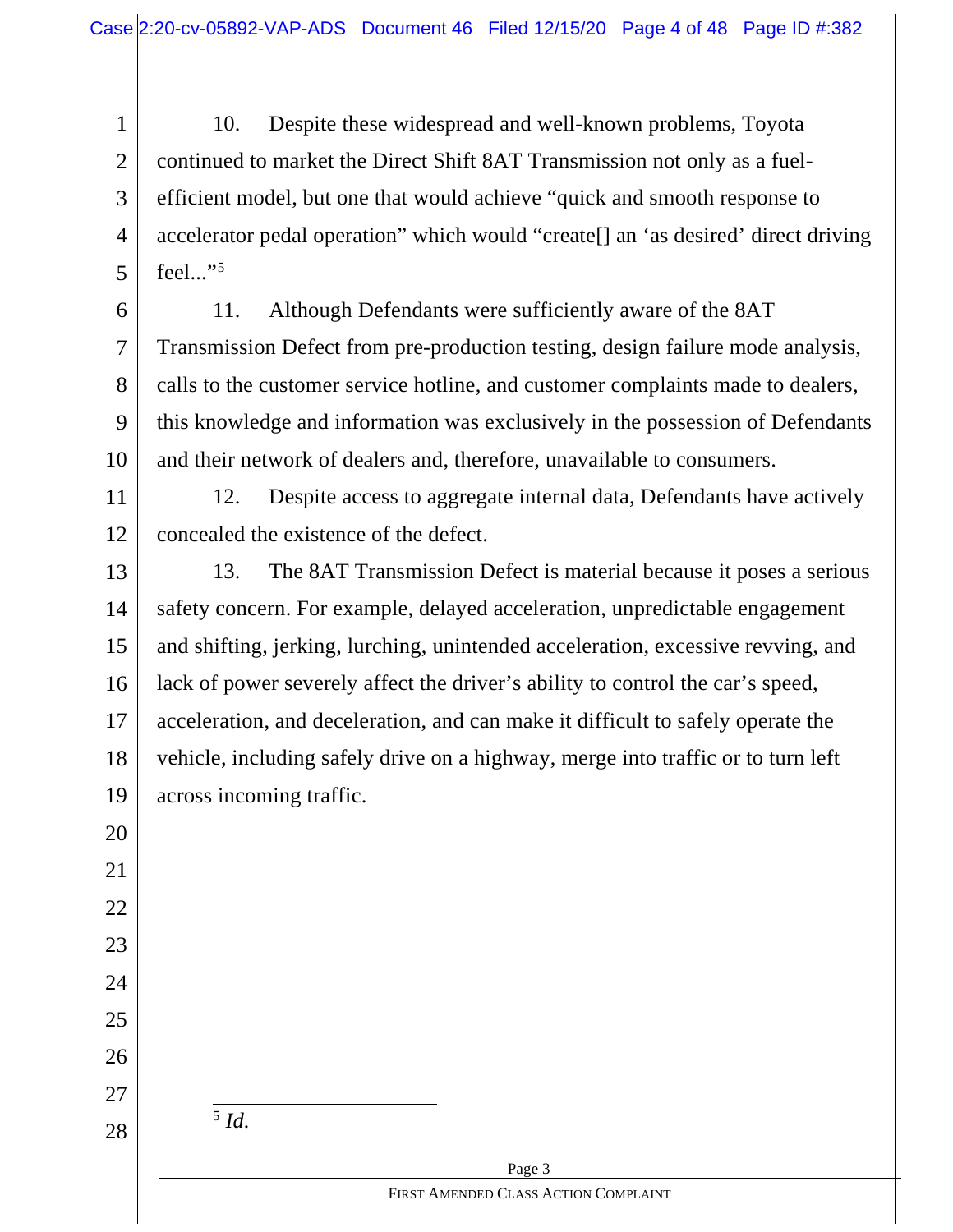10. Despite these widespread and well-known problems, Toyota continued to market the Direct Shift 8AT Transmission not only as a fuel-efficient model, but one that would achieve "quick and smooth response to accelerator pedal operation" which would "create[] an 'as desired' direct driving feel..."[5]

11. Although Defendants were sufficiently aware of the 8AT Transmission Defect from pre-production testing, design failure mode analysis, calls to the customer service hotline, and customer complaints made to dealers, this knowledge and information was exclusively in the possession of Defendants and their network of dealers and, therefore, unavailable to consumers.

12. Despite access to aggregate internal data, Defendants have actively concealed the existence of the defect.

13. The 8AT Transmission Defect is material because it poses a serious safety concern. For example, delayed acceleration, unpredictable engagement and shifting, jerking, lurching, unintended acceleration, excessive revving, and lack of power severely affect the driver's ability to control the car's speed, acceleration, and deceleration, and can make it difficult to safely operate the vehicle, including safely drive on a highway, merge into traffic or to turn left across incoming traffic.

---

[5] *Id.*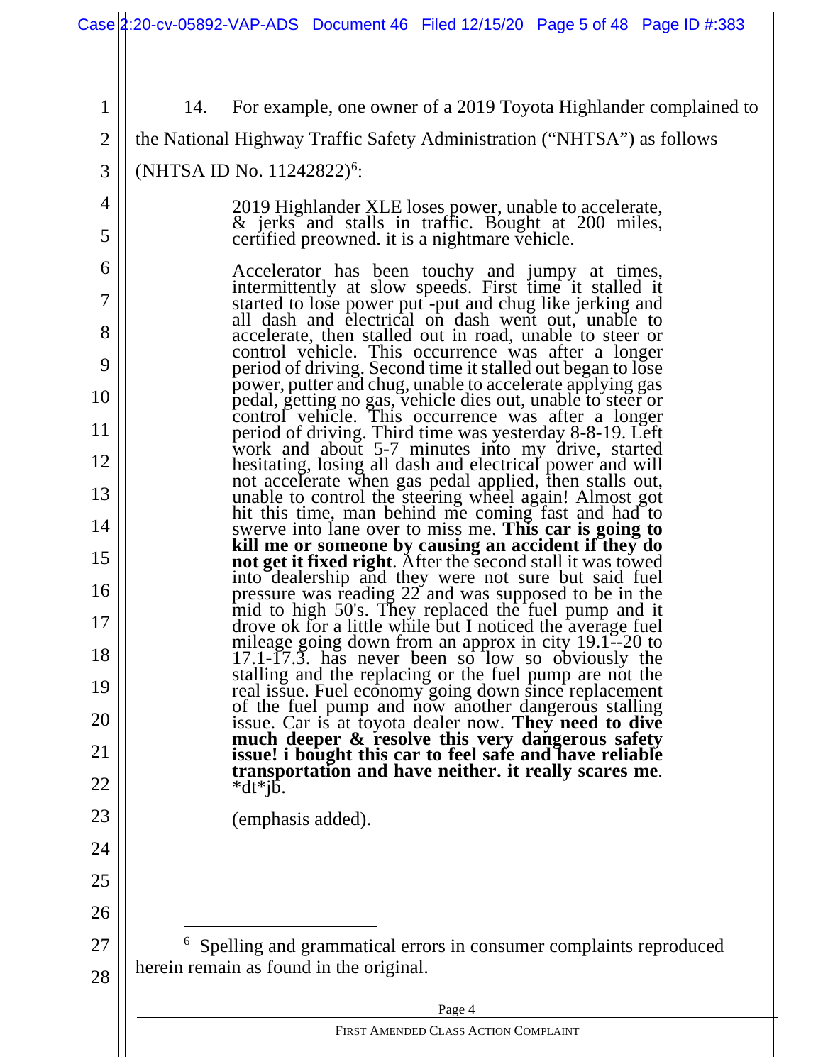14. For example, one owner of a 2019 Toyota Highlander complained to the National Highway Traffic Safety Administration ("NHTSA") as follows (NHTSA ID No. 11242822)[6]:

> 2019 Highlander XLE loses power, unable to accelerate, & jerks and stalls in traffic. Bought at 200 miles, certified preowned. it is a nightmare vehicle.
>
> Accelerator has been touchy and jumpy at times, intermittently at slow speeds. First time it stalled it started to lose power put -put and chug like jerking and all dash and electrical on dash went out, unable to accelerate, then stalled out in road, unable to steer or control vehicle. This occurrence was after a longer period of driving. Second time it stalled out began to lose power, putter and chug, unable to accelerate applying gas pedal, getting no gas, vehicle dies out, unable to steer or control vehicle. This occurrence was after a longer period of driving. Third time was yesterday 8-8-19. Left work and about 5-7 minutes into my drive, started hesitating, losing all dash and electrical power and will not accelerate when gas pedal applied, then stalls out, unable to control the steering wheel again! Almost got hit this time, man behind me coming fast and had to swerve into lane over to miss me. **This car is going to kill me or someone by causing an accident if they do not get it fixed right**. After the second stall it was towed into dealership and they were not sure but said fuel pressure was reading 22 and was supposed to be in the mid to high 50's. They replaced the fuel pump and it drove ok for a little while but I noticed the average fuel mileage going down from an approx in city 19.1--20 to 17.1-17.3. has never been so low so obviously the stalling and the replacing or the fuel pump are not the real issue. Fuel economy going down since replacement of the fuel pump and now another dangerous stalling issue. Car is at toyota dealer now. **They need to dive much deeper & resolve this very dangerous safety issue! i bought this car to feel safe and have reliable transportation and have neither. it really scares me**. *dt*jb.
>
> (emphasis added).

---

[6] Spelling and grammatical errors in consumer complaints reproduced herein remain as found in the original.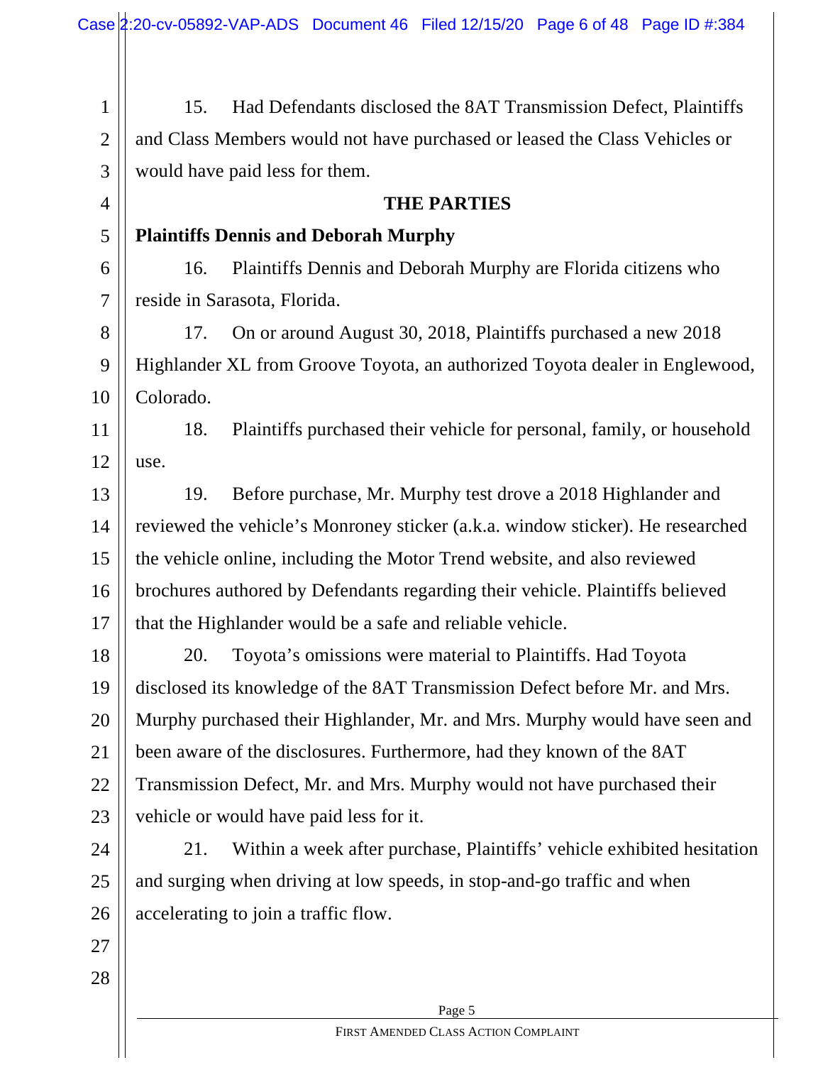15. Had Defendants disclosed the 8AT Transmission Defect, Plaintiffs and Class Members would not have purchased or leased the Class Vehicles or would have paid less for them.

## THE PARTIES

**Plaintiffs Dennis and Deborah Murphy**

16. Plaintiffs Dennis and Deborah Murphy are Florida citizens who reside in Sarasota, Florida.

17. On or around August 30, 2018, Plaintiffs purchased a new 2018 Highlander XL from Groove Toyota, an authorized Toyota dealer in Englewood, Colorado.

18. Plaintiffs purchased their vehicle for personal, family, or household use.

19. Before purchase, Mr. Murphy test drove a 2018 Highlander and reviewed the vehicle's Monroney sticker (a.k.a. window sticker). He researched the vehicle online, including the Motor Trend website, and also reviewed brochures authored by Defendants regarding their vehicle. Plaintiffs believed that the Highlander would be a safe and reliable vehicle.

20. Toyota's omissions were material to Plaintiffs. Had Toyota disclosed its knowledge of the 8AT Transmission Defect before Mr. and Mrs. Murphy purchased their Highlander, Mr. and Mrs. Murphy would have seen and been aware of the disclosures. Furthermore, had they known of the 8AT Transmission Defect, Mr. and Mrs. Murphy would not have purchased their vehicle or would have paid less for it.

21. Within a week after purchase, Plaintiffs' vehicle exhibited hesitation and surging when driving at low speeds, in stop-and-go traffic and when accelerating to join a traffic flow.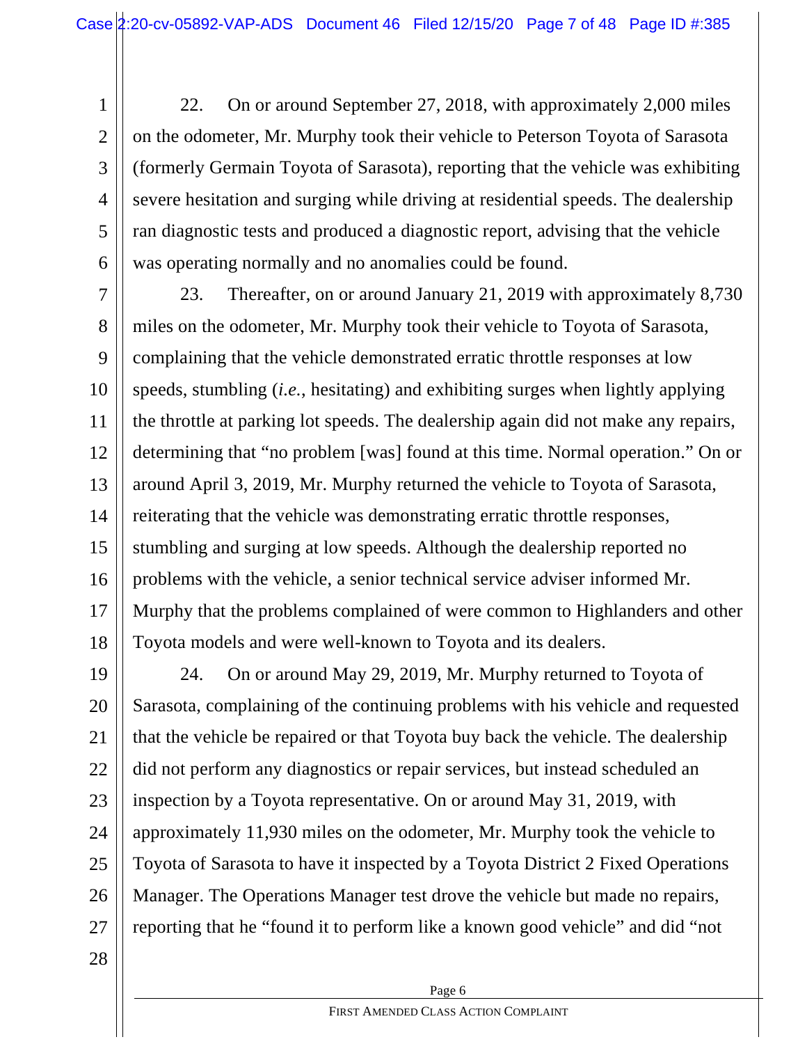22. On or around September 27, 2018, with approximately 2,000 miles on the odometer, Mr. Murphy took their vehicle to Peterson Toyota of Sarasota (formerly Germain Toyota of Sarasota), reporting that the vehicle was exhibiting severe hesitation and surging while driving at residential speeds. The dealership ran diagnostic tests and produced a diagnostic report, advising that the vehicle was operating normally and no anomalies could be found.

23. Thereafter, on or around January 21, 2019 with approximately 8,730 miles on the odometer, Mr. Murphy took their vehicle to Toyota of Sarasota, complaining that the vehicle demonstrated erratic throttle responses at low speeds, stumbling (*i.e.*, hesitating) and exhibiting surges when lightly applying the throttle at parking lot speeds. The dealership again did not make any repairs, determining that "no problem [was] found at this time. Normal operation." On or around April 3, 2019, Mr. Murphy returned the vehicle to Toyota of Sarasota, reiterating that the vehicle was demonstrating erratic throttle responses, stumbling and surging at low speeds. Although the dealership reported no problems with the vehicle, a senior technical service adviser informed Mr. Murphy that the problems complained of were common to Highlanders and other Toyota models and were well-known to Toyota and its dealers.

24. On or around May 29, 2019, Mr. Murphy returned to Toyota of Sarasota, complaining of the continuing problems with his vehicle and requested that the vehicle be repaired or that Toyota buy back the vehicle. The dealership did not perform any diagnostics or repair services, but instead scheduled an inspection by a Toyota representative. On or around May 31, 2019, with approximately 11,930 miles on the odometer, Mr. Murphy took the vehicle to Toyota of Sarasota to have it inspected by a Toyota District 2 Fixed Operations Manager. The Operations Manager test drove the vehicle but made no repairs, reporting that he "found it to perform like a known good vehicle" and did "not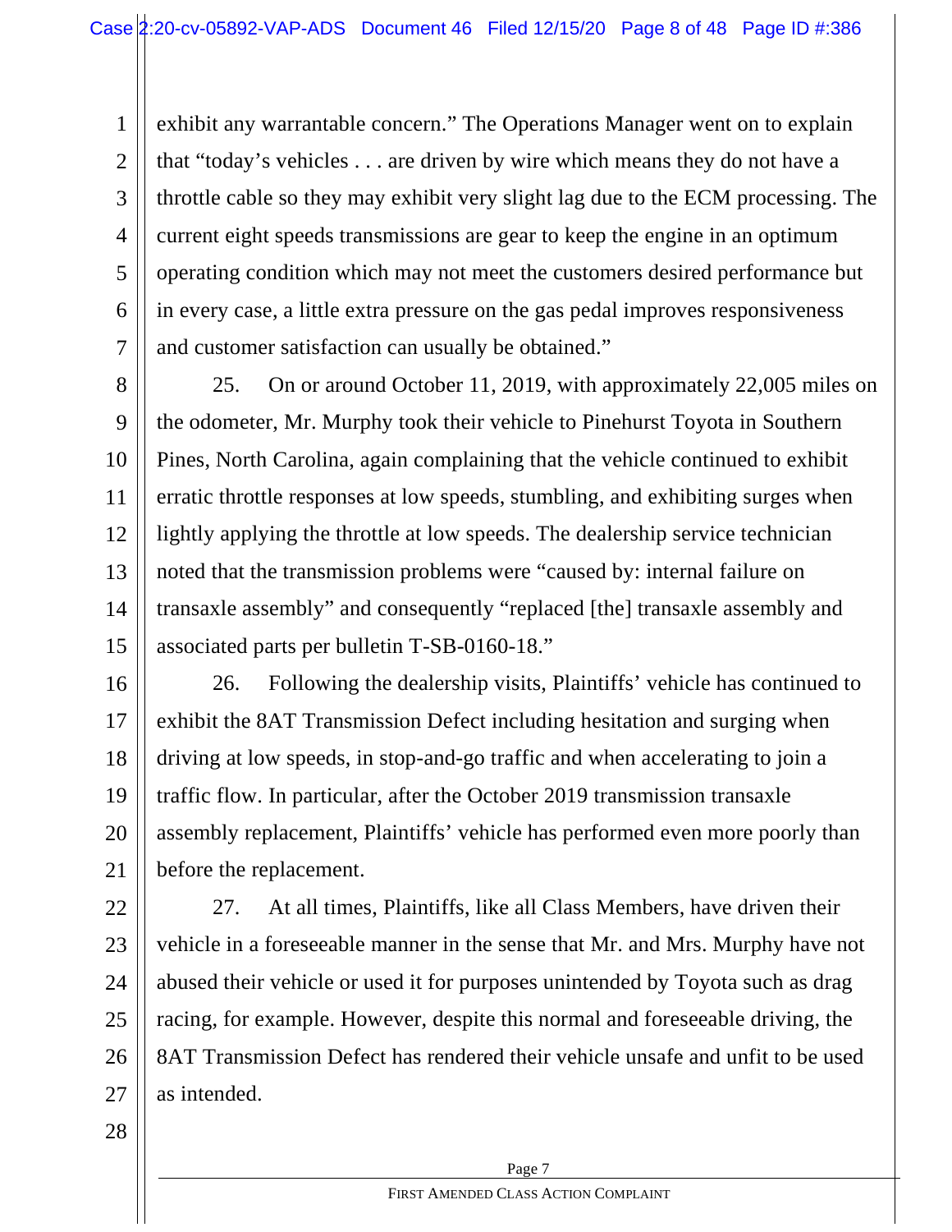exhibit any warrantable concern." The Operations Manager went on to explain that "today's vehicles . . . are driven by wire which means they do not have a throttle cable so they may exhibit very slight lag due to the ECM processing. The current eight speeds transmissions are gear to keep the engine in an optimum operating condition which may not meet the customers desired performance but in every case, a little extra pressure on the gas pedal improves responsiveness and customer satisfaction can usually be obtained."

25. On or around October 11, 2019, with approximately 22,005 miles on the odometer, Mr. Murphy took their vehicle to Pinehurst Toyota in Southern Pines, North Carolina, again complaining that the vehicle continued to exhibit erratic throttle responses at low speeds, stumbling, and exhibiting surges when lightly applying the throttle at low speeds. The dealership service technician noted that the transmission problems were "caused by: internal failure on transaxle assembly" and consequently "replaced [the] transaxle assembly and associated parts per bulletin T-SB-0160-18."

26. Following the dealership visits, Plaintiffs' vehicle has continued to exhibit the 8AT Transmission Defect including hesitation and surging when driving at low speeds, in stop-and-go traffic and when accelerating to join a traffic flow. In particular, after the October 2019 transmission transaxle assembly replacement, Plaintiffs' vehicle has performed even more poorly than before the replacement.

27. At all times, Plaintiffs, like all Class Members, have driven their vehicle in a foreseeable manner in the sense that Mr. and Mrs. Murphy have not abused their vehicle or used it for purposes unintended by Toyota such as drag racing, for example. However, despite this normal and foreseeable driving, the 8AT Transmission Defect has rendered their vehicle unsafe and unfit to be used as intended.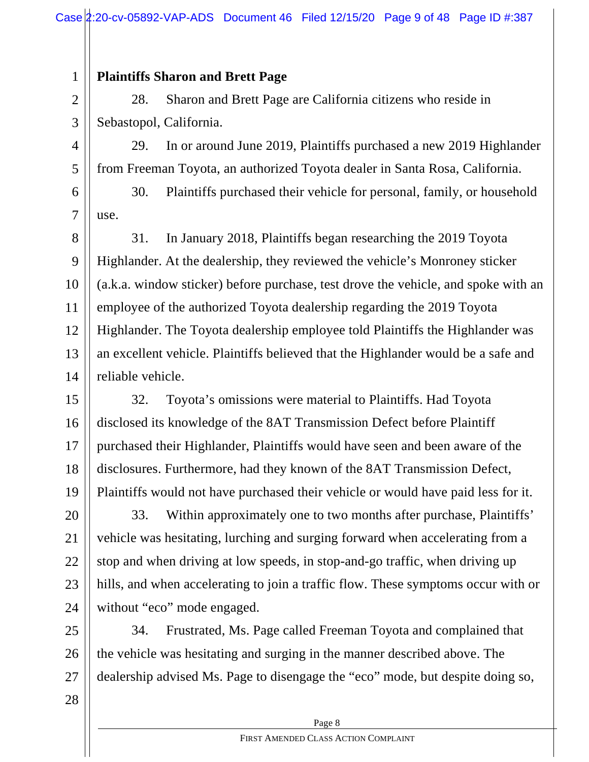**Plaintiffs Sharon and Brett Page**

28. Sharon and Brett Page are California citizens who reside in Sebastopol, California.

29. In or around June 2019, Plaintiffs purchased a new 2019 Highlander from Freeman Toyota, an authorized Toyota dealer in Santa Rosa, California.

30. Plaintiffs purchased their vehicle for personal, family, or household use.

31. In January 2018, Plaintiffs began researching the 2019 Toyota Highlander. At the dealership, they reviewed the vehicle's Monroney sticker (a.k.a. window sticker) before purchase, test drove the vehicle, and spoke with an employee of the authorized Toyota dealership regarding the 2019 Toyota Highlander. The Toyota dealership employee told Plaintiffs the Highlander was an excellent vehicle. Plaintiffs believed that the Highlander would be a safe and reliable vehicle.

32. Toyota's omissions were material to Plaintiffs. Had Toyota disclosed its knowledge of the 8AT Transmission Defect before Plaintiff purchased their Highlander, Plaintiffs would have seen and been aware of the disclosures. Furthermore, had they known of the 8AT Transmission Defect, Plaintiffs would not have purchased their vehicle or would have paid less for it.

33. Within approximately one to two months after purchase, Plaintiffs' vehicle was hesitating, lurching and surging forward when accelerating from a stop and when driving at low speeds, in stop-and-go traffic, when driving up hills, and when accelerating to join a traffic flow. These symptoms occur with or without "eco" mode engaged.

34. Frustrated, Ms. Page called Freeman Toyota and complained that the vehicle was hesitating and surging in the manner described above. The dealership advised Ms. Page to disengage the "eco" mode, but despite doing so,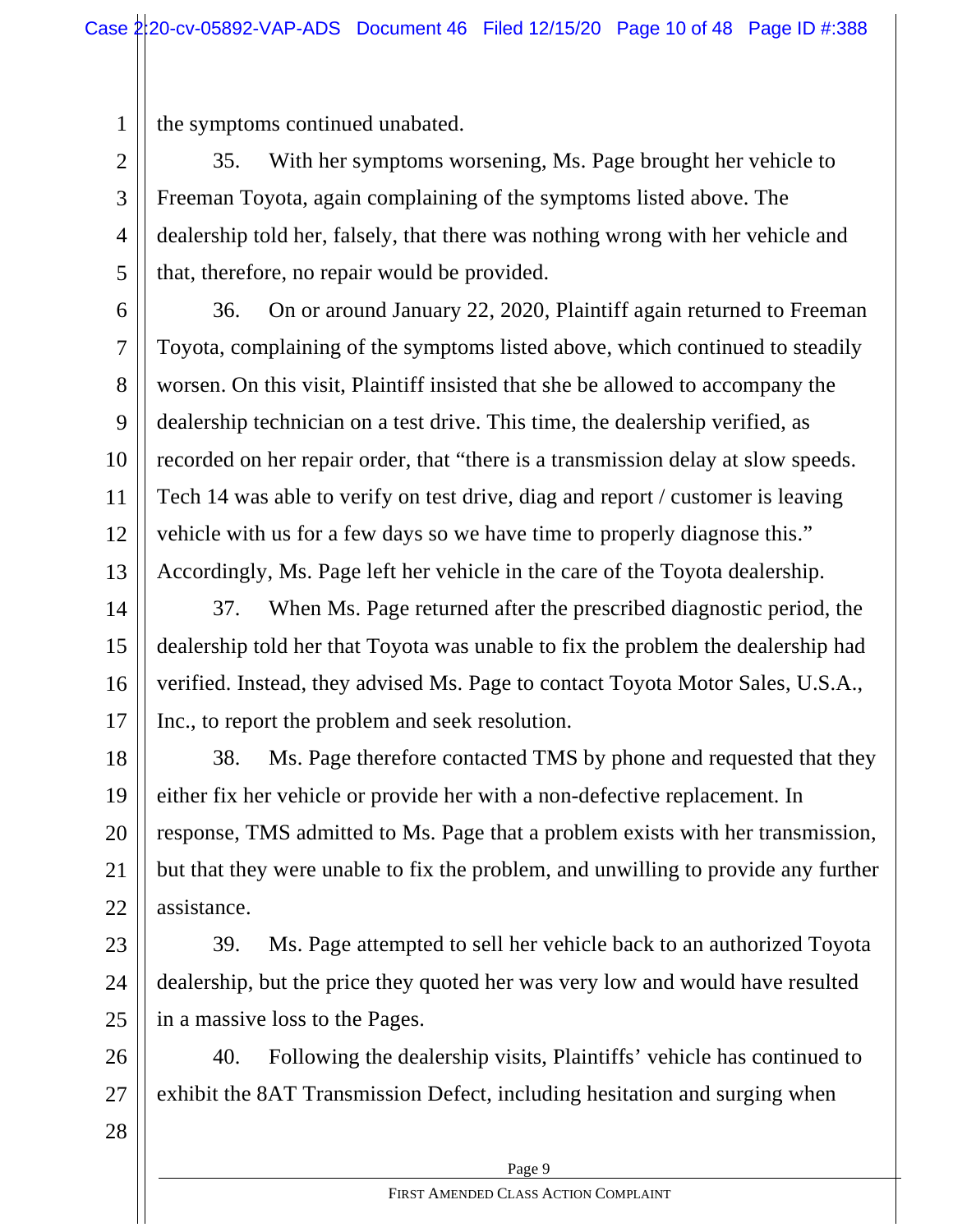the symptoms continued unabated.

35. With her symptoms worsening, Ms. Page brought her vehicle to Freeman Toyota, again complaining of the symptoms listed above. The dealership told her, falsely, that there was nothing wrong with her vehicle and that, therefore, no repair would be provided.

36. On or around January 22, 2020, Plaintiff again returned to Freeman Toyota, complaining of the symptoms listed above, which continued to steadily worsen. On this visit, Plaintiff insisted that she be allowed to accompany the dealership technician on a test drive. This time, the dealership verified, as recorded on her repair order, that "there is a transmission delay at slow speeds. Tech 14 was able to verify on test drive, diag and report / customer is leaving vehicle with us for a few days so we have time to properly diagnose this." Accordingly, Ms. Page left her vehicle in the care of the Toyota dealership.

37. When Ms. Page returned after the prescribed diagnostic period, the dealership told her that Toyota was unable to fix the problem the dealership had verified. Instead, they advised Ms. Page to contact Toyota Motor Sales, U.S.A., Inc., to report the problem and seek resolution.

38. Ms. Page therefore contacted TMS by phone and requested that they either fix her vehicle or provide her with a non-defective replacement. In response, TMS admitted to Ms. Page that a problem exists with her transmission, but that they were unable to fix the problem, and unwilling to provide any further assistance.

39. Ms. Page attempted to sell her vehicle back to an authorized Toyota dealership, but the price they quoted her was very low and would have resulted in a massive loss to the Pages.

40. Following the dealership visits, Plaintiffs' vehicle has continued to exhibit the 8AT Transmission Defect, including hesitation and surging when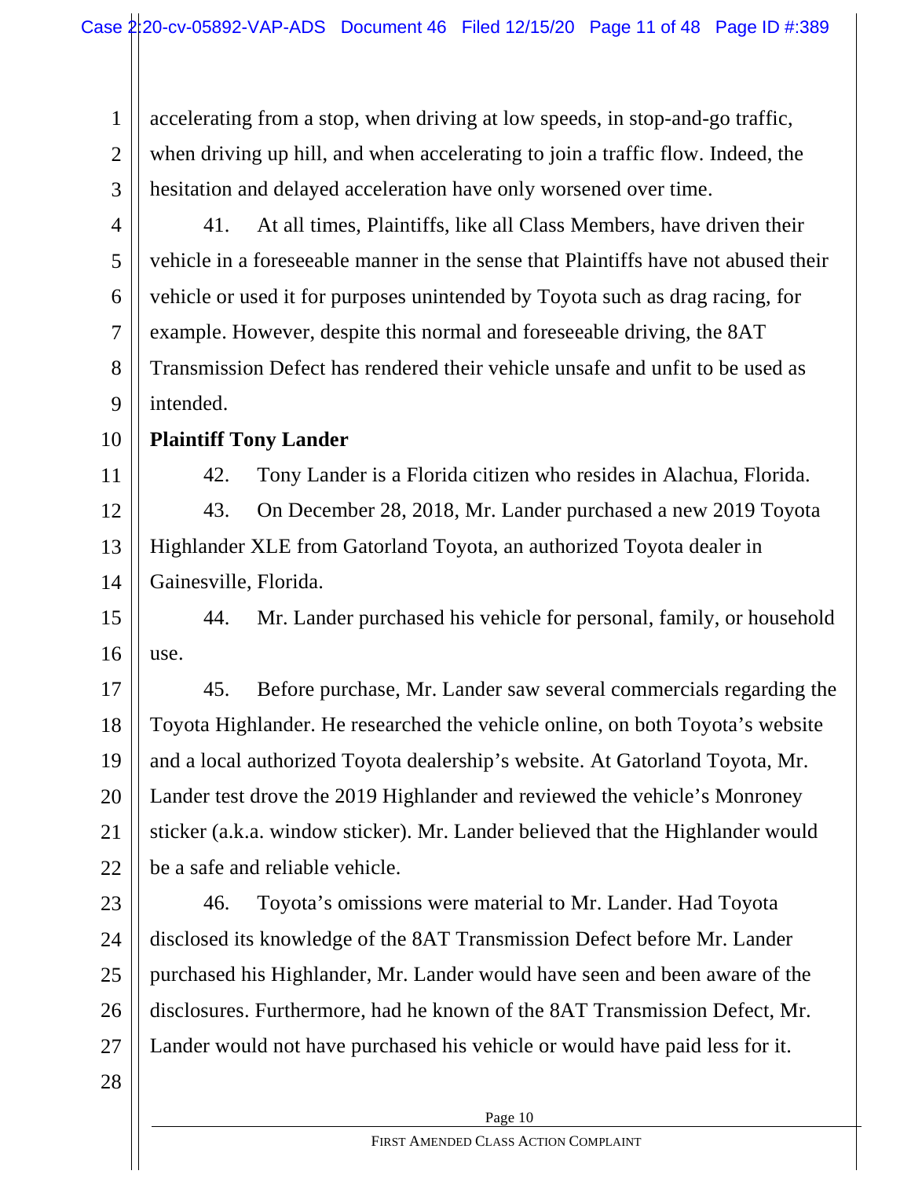accelerating from a stop, when driving at low speeds, in stop-and-go traffic, when driving up hill, and when accelerating to join a traffic flow. Indeed, the hesitation and delayed acceleration have only worsened over time.

41. At all times, Plaintiffs, like all Class Members, have driven their vehicle in a foreseeable manner in the sense that Plaintiffs have not abused their vehicle or used it for purposes unintended by Toyota such as drag racing, for example. However, despite this normal and foreseeable driving, the 8AT Transmission Defect has rendered their vehicle unsafe and unfit to be used as intended.

**Plaintiff Tony Lander**

42. Tony Lander is a Florida citizen who resides in Alachua, Florida.

43. On December 28, 2018, Mr. Lander purchased a new 2019 Toyota Highlander XLE from Gatorland Toyota, an authorized Toyota dealer in Gainesville, Florida.

44. Mr. Lander purchased his vehicle for personal, family, or household use.

45. Before purchase, Mr. Lander saw several commercials regarding the Toyota Highlander. He researched the vehicle online, on both Toyota's website and a local authorized Toyota dealership's website. At Gatorland Toyota, Mr. Lander test drove the 2019 Highlander and reviewed the vehicle's Monroney sticker (a.k.a. window sticker). Mr. Lander believed that the Highlander would be a safe and reliable vehicle.

46. Toyota's omissions were material to Mr. Lander. Had Toyota disclosed its knowledge of the 8AT Transmission Defect before Mr. Lander purchased his Highlander, Mr. Lander would have seen and been aware of the disclosures. Furthermore, had he known of the 8AT Transmission Defect, Mr. Lander would not have purchased his vehicle or would have paid less for it.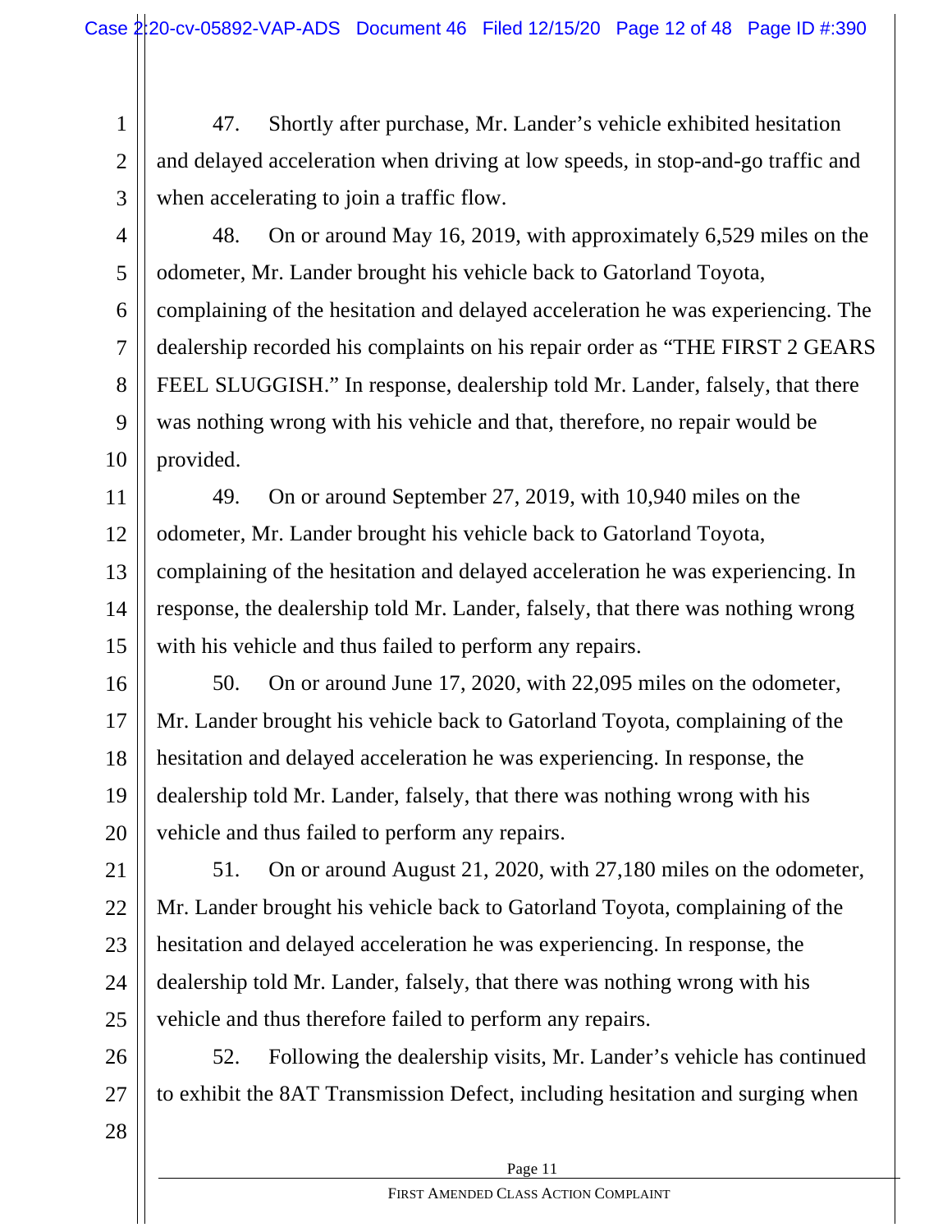47. Shortly after purchase, Mr. Lander's vehicle exhibited hesitation and delayed acceleration when driving at low speeds, in stop-and-go traffic and when accelerating to join a traffic flow.

48. On or around May 16, 2019, with approximately 6,529 miles on the odometer, Mr. Lander brought his vehicle back to Gatorland Toyota, complaining of the hesitation and delayed acceleration he was experiencing. The dealership recorded his complaints on his repair order as "THE FIRST 2 GEARS FEEL SLUGGISH." In response, dealership told Mr. Lander, falsely, that there was nothing wrong with his vehicle and that, therefore, no repair would be provided.

49. On or around September 27, 2019, with 10,940 miles on the odometer, Mr. Lander brought his vehicle back to Gatorland Toyota, complaining of the hesitation and delayed acceleration he was experiencing. In response, the dealership told Mr. Lander, falsely, that there was nothing wrong with his vehicle and thus failed to perform any repairs.

50. On or around June 17, 2020, with 22,095 miles on the odometer, Mr. Lander brought his vehicle back to Gatorland Toyota, complaining of the hesitation and delayed acceleration he was experiencing. In response, the dealership told Mr. Lander, falsely, that there was nothing wrong with his vehicle and thus failed to perform any repairs.

51. On or around August 21, 2020, with 27,180 miles on the odometer, Mr. Lander brought his vehicle back to Gatorland Toyota, complaining of the hesitation and delayed acceleration he was experiencing. In response, the dealership told Mr. Lander, falsely, that there was nothing wrong with his vehicle and thus therefore failed to perform any repairs.

52. Following the dealership visits, Mr. Lander's vehicle has continued to exhibit the 8AT Transmission Defect, including hesitation and surging when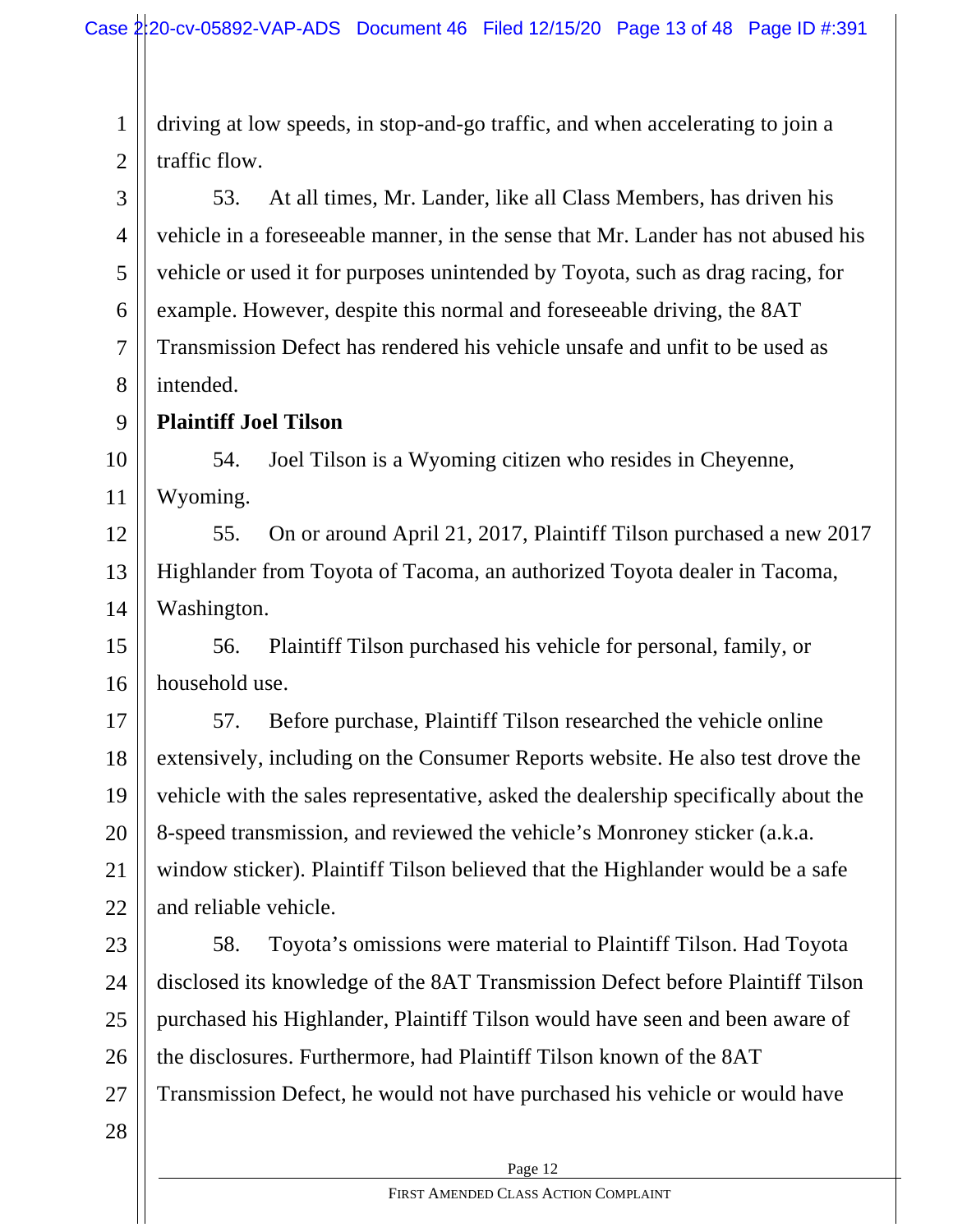driving at low speeds, in stop-and-go traffic, and when accelerating to join a traffic flow.

53. At all times, Mr. Lander, like all Class Members, has driven his vehicle in a foreseeable manner, in the sense that Mr. Lander has not abused his vehicle or used it for purposes unintended by Toyota, such as drag racing, for example. However, despite this normal and foreseeable driving, the 8AT Transmission Defect has rendered his vehicle unsafe and unfit to be used as intended.

**Plaintiff Joel Tilson**

54. Joel Tilson is a Wyoming citizen who resides in Cheyenne, Wyoming.

55. On or around April 21, 2017, Plaintiff Tilson purchased a new 2017 Highlander from Toyota of Tacoma, an authorized Toyota dealer in Tacoma, Washington.

56. Plaintiff Tilson purchased his vehicle for personal, family, or household use.

57. Before purchase, Plaintiff Tilson researched the vehicle online extensively, including on the Consumer Reports website. He also test drove the vehicle with the sales representative, asked the dealership specifically about the 8-speed transmission, and reviewed the vehicle's Monroney sticker (a.k.a. window sticker). Plaintiff Tilson believed that the Highlander would be a safe and reliable vehicle.

58. Toyota's omissions were material to Plaintiff Tilson. Had Toyota disclosed its knowledge of the 8AT Transmission Defect before Plaintiff Tilson purchased his Highlander, Plaintiff Tilson would have seen and been aware of the disclosures. Furthermore, had Plaintiff Tilson known of the 8AT Transmission Defect, he would not have purchased his vehicle or would have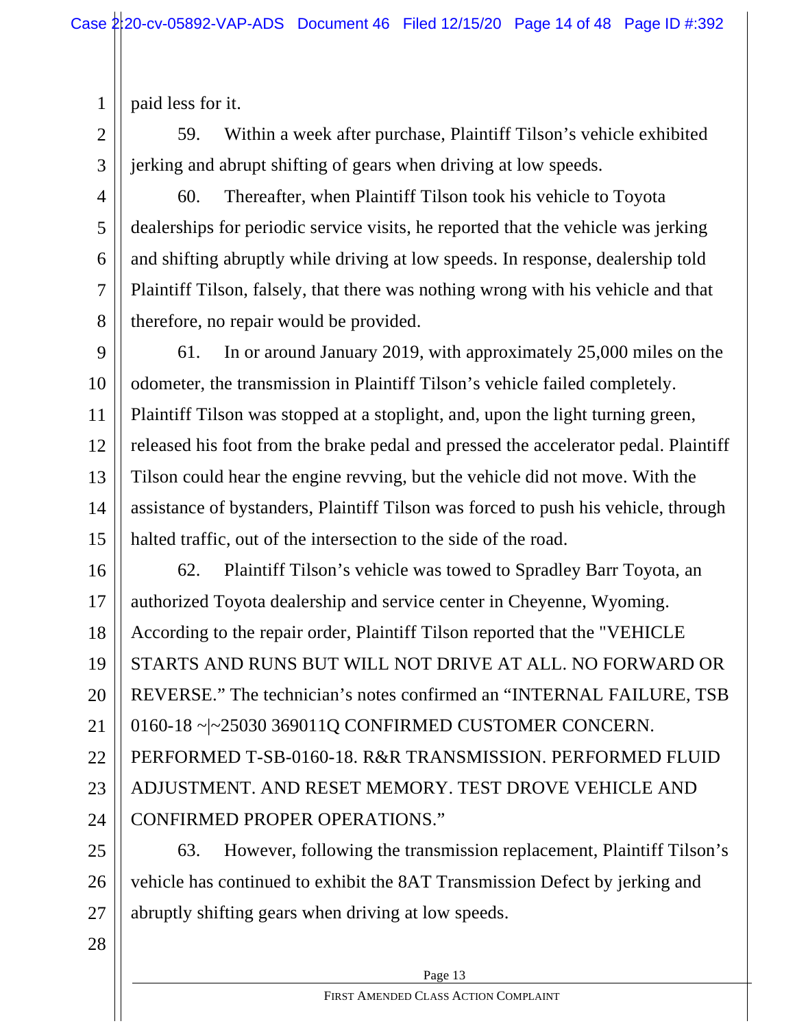paid less for it.

59. Within a week after purchase, Plaintiff Tilson's vehicle exhibited jerking and abrupt shifting of gears when driving at low speeds.

60. Thereafter, when Plaintiff Tilson took his vehicle to Toyota dealerships for periodic service visits, he reported that the vehicle was jerking and shifting abruptly while driving at low speeds. In response, dealership told Plaintiff Tilson, falsely, that there was nothing wrong with his vehicle and that therefore, no repair would be provided.

61. In or around January 2019, with approximately 25,000 miles on the odometer, the transmission in Plaintiff Tilson's vehicle failed completely. Plaintiff Tilson was stopped at a stoplight, and, upon the light turning green, released his foot from the brake pedal and pressed the accelerator pedal. Plaintiff Tilson could hear the engine revving, but the vehicle did not move. With the assistance of bystanders, Plaintiff Tilson was forced to push his vehicle, through halted traffic, out of the intersection to the side of the road.

62. Plaintiff Tilson's vehicle was towed to Spradley Barr Toyota, an authorized Toyota dealership and service center in Cheyenne, Wyoming. According to the repair order, Plaintiff Tilson reported that the "VEHICLE STARTS AND RUNS BUT WILL NOT DRIVE AT ALL. NO FORWARD OR REVERSE." The technician's notes confirmed an "INTERNAL FAILURE, TSB 0160-18 ~|~25030 369011Q CONFIRMED CUSTOMER CONCERN. PERFORMED T-SB-0160-18. R&R TRANSMISSION. PERFORMED FLUID ADJUSTMENT. AND RESET MEMORY. TEST DROVE VEHICLE AND CONFIRMED PROPER OPERATIONS."

63. However, following the transmission replacement, Plaintiff Tilson's vehicle has continued to exhibit the 8AT Transmission Defect by jerking and abruptly shifting gears when driving at low speeds.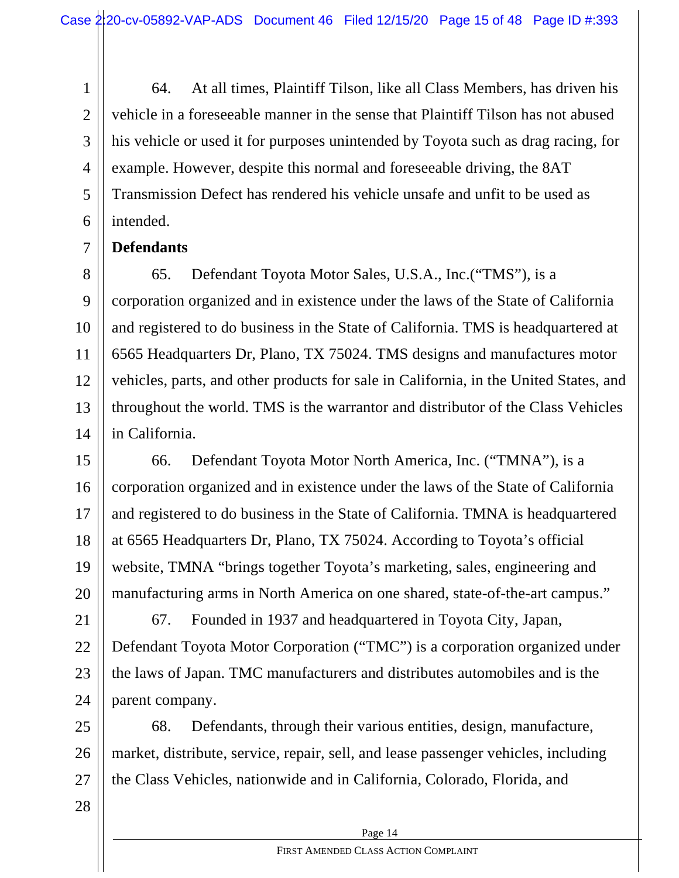64. At all times, Plaintiff Tilson, like all Class Members, has driven his vehicle in a foreseeable manner in the sense that Plaintiff Tilson has not abused his vehicle or used it for purposes unintended by Toyota such as drag racing, for example. However, despite this normal and foreseeable driving, the 8AT Transmission Defect has rendered his vehicle unsafe and unfit to be used as intended.

**Defendants**

65. Defendant Toyota Motor Sales, U.S.A., Inc.("TMS"), is a corporation organized and in existence under the laws of the State of California and registered to do business in the State of California. TMS is headquartered at 6565 Headquarters Dr, Plano, TX 75024. TMS designs and manufactures motor vehicles, parts, and other products for sale in California, in the United States, and throughout the world. TMS is the warrantor and distributor of the Class Vehicles in California.

66. Defendant Toyota Motor North America, Inc. ("TMNA"), is a corporation organized and in existence under the laws of the State of California and registered to do business in the State of California. TMNA is headquartered at 6565 Headquarters Dr, Plano, TX 75024. According to Toyota's official website, TMNA "brings together Toyota's marketing, sales, engineering and manufacturing arms in North America on one shared, state-of-the-art campus."

67. Founded in 1937 and headquartered in Toyota City, Japan, Defendant Toyota Motor Corporation ("TMC") is a corporation organized under the laws of Japan. TMC manufacturers and distributes automobiles and is the parent company.

68. Defendants, through their various entities, design, manufacture, market, distribute, service, repair, sell, and lease passenger vehicles, including the Class Vehicles, nationwide and in California, Colorado, Florida, and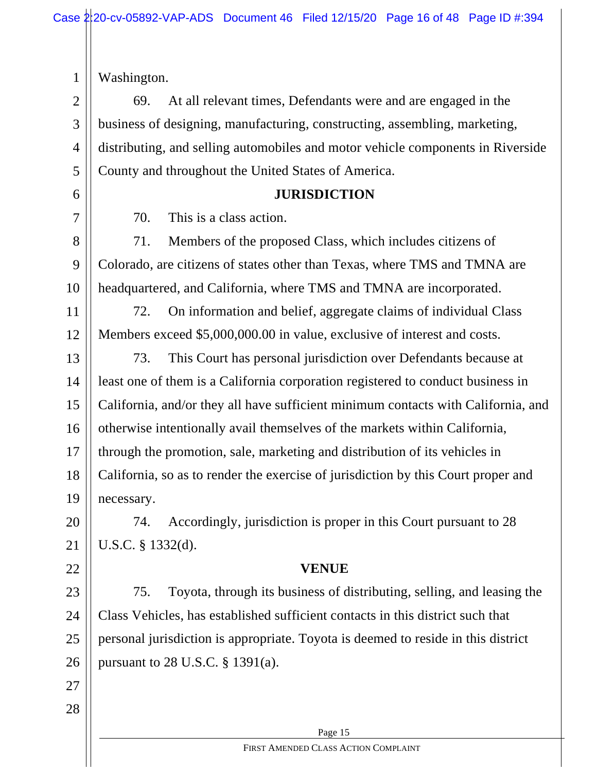Washington.

69. At all relevant times, Defendants were and are engaged in the business of designing, manufacturing, constructing, assembling, marketing, distributing, and selling automobiles and motor vehicle components in Riverside County and throughout the United States of America.

## JURISDICTION

70. This is a class action.

71. Members of the proposed Class, which includes citizens of Colorado, are citizens of states other than Texas, where TMS and TMNA are headquartered, and California, where TMS and TMNA are incorporated.

72. On information and belief, aggregate claims of individual Class Members exceed $5,000,000.00 in value, exclusive of interest and costs.

73. This Court has personal jurisdiction over Defendants because at least one of them is a California corporation registered to conduct business in California, and/or they all have sufficient minimum contacts with California, and otherwise intentionally avail themselves of the markets within California, through the promotion, sale, marketing and distribution of its vehicles in California, so as to render the exercise of jurisdiction by this Court proper and necessary.

74. Accordingly, jurisdiction is proper in this Court pursuant to 28 U.S.C. § 1332(d).

## VENUE

75. Toyota, through its business of distributing, selling, and leasing the Class Vehicles, has established sufficient contacts in this district such that personal jurisdiction is appropriate. Toyota is deemed to reside in this district pursuant to 28 U.S.C. § 1391(a).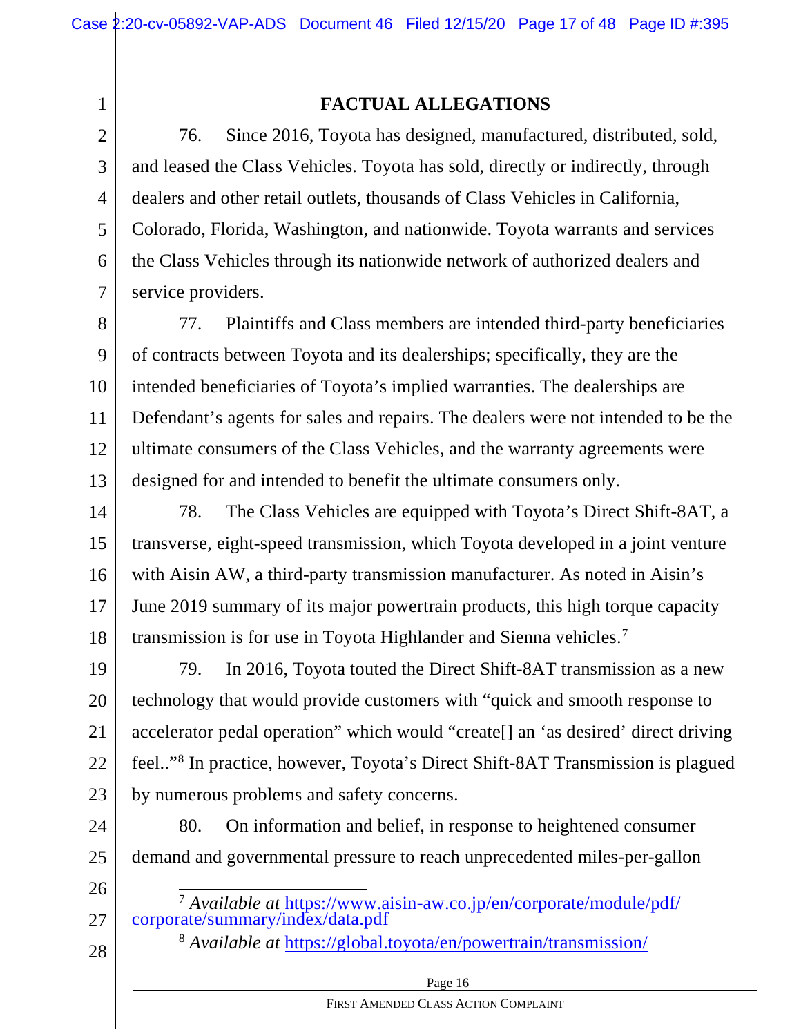## FACTUAL ALLEGATIONS

76. Since 2016, Toyota has designed, manufactured, distributed, sold, and leased the Class Vehicles. Toyota has sold, directly or indirectly, through dealers and other retail outlets, thousands of Class Vehicles in California, Colorado, Florida, Washington, and nationwide. Toyota warrants and services the Class Vehicles through its nationwide network of authorized dealers and service providers.

77. Plaintiffs and Class members are intended third-party beneficiaries of contracts between Toyota and its dealerships; specifically, they are the intended beneficiaries of Toyota's implied warranties. The dealerships are Defendant's agents for sales and repairs. The dealers were not intended to be the ultimate consumers of the Class Vehicles, and the warranty agreements were designed for and intended to benefit the ultimate consumers only.

78. The Class Vehicles are equipped with Toyota's Direct Shift-8AT, a transverse, eight-speed transmission, which Toyota developed in a joint venture with Aisin AW, a third-party transmission manufacturer. As noted in Aisin's June 2019 summary of its major powertrain products, this high torque capacity transmission is for use in Toyota Highlander and Sienna vehicles.[7]

79. In 2016, Toyota touted the Direct Shift-8AT transmission as a new technology that would provide customers with "quick and smooth response to accelerator pedal operation" which would "create[] an 'as desired' direct driving feel.."[8] In practice, however, Toyota's Direct Shift-8AT Transmission is plagued by numerous problems and safety concerns.

80. On information and belief, in response to heightened consumer demand and governmental pressure to reach unprecedented miles-per-gallon

---

[7] *Available at* https://www.aisin-aw.co.jp/en/corporate/module/pdf/corporate/summary/index/data.pdf

[8] *Available at* https://global.toyota/en/powertrain/transmission/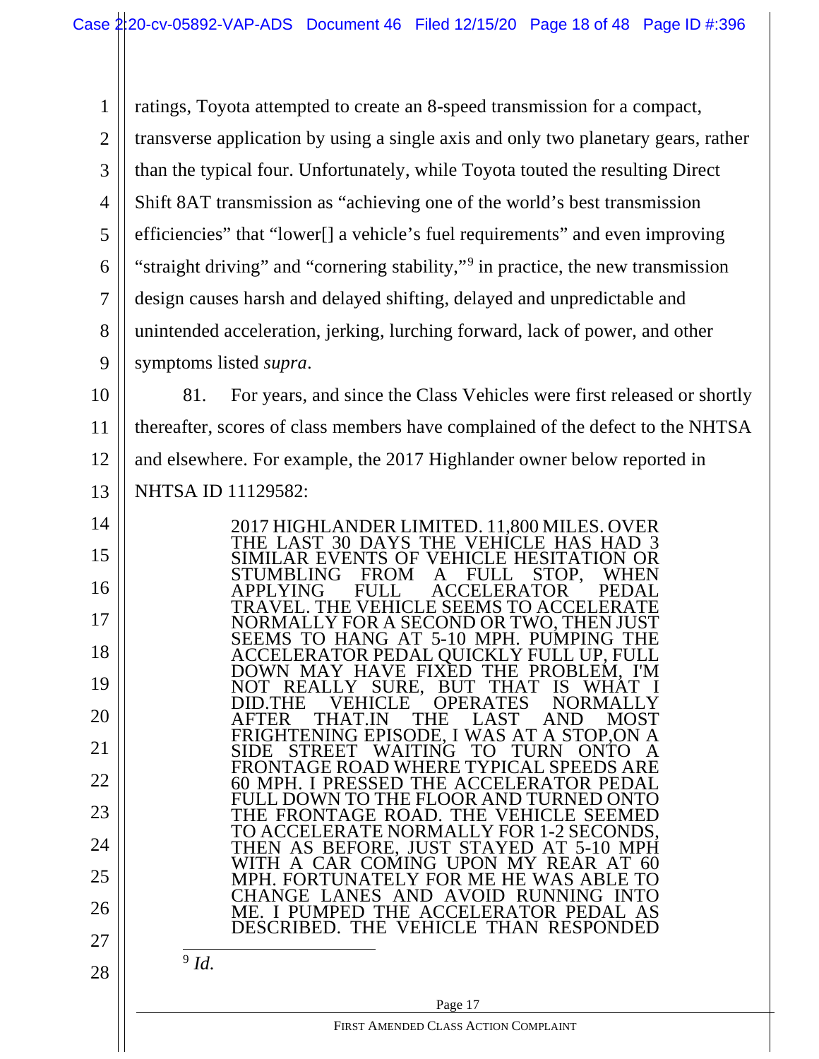ratings, Toyota attempted to create an 8-speed transmission for a compact, transverse application by using a single axis and only two planetary gears, rather than the typical four. Unfortunately, while Toyota touted the resulting Direct Shift 8AT transmission as "achieving one of the world's best transmission efficiencies" that "lower[] a vehicle's fuel requirements" and even improving "straight driving" and "cornering stability,"[9] in practice, the new transmission design causes harsh and delayed shifting, delayed and unpredictable and unintended acceleration, jerking, lurching forward, lack of power, and other symptoms listed *supra*.

81. For years, and since the Class Vehicles were first released or shortly thereafter, scores of class members have complained of the defect to the NHTSA and elsewhere. For example, the 2017 Highlander owner below reported in NHTSA ID 11129582:

> 2017 HIGHLANDER LIMITED. 11,800 MILES. OVER THE LAST 30 DAYS THE VEHICLE HAS HAD 3 SIMILAR EVENTS OF VEHICLE HESITATION OR STUMBLING FROM A FULL STOP, WHEN APPLYING FULL ACCELERATOR PEDAL TRAVEL. THE VEHICLE SEEMS TO ACCELERATE NORMALLY FOR A SECOND OR TWO, THEN JUST SEEMS TO HANG AT 5-10 MPH. PUMPING THE ACCELERATOR PEDAL QUICKLY FULL UP, FULL DOWN MAY HAVE FIXED THE PROBLEM, I'M NOT REALLY SURE, BUT THAT IS WHAT I DID.THE VEHICLE OPERATES NORMALLY AFTER THAT.IN THE LAST AND MOST FRIGHTENING EPISODE, I WAS AT A STOP,ON A SIDE STREET WAITING TO TURN ONTO A FRONTAGE ROAD WHERE TYPICAL SPEEDS ARE 60 MPH. I PRESSED THE ACCELERATOR PEDAL FULL DOWN TO THE FLOOR AND TURNED ONTO THE FRONTAGE ROAD. THE VEHICLE SEEMED TO ACCELERATE NORMALLY FOR 1-2 SECONDS, THEN AS BEFORE, JUST STAYED AT 5-10 MPH WITH A CAR COMING UPON MY REAR AT 60 MPH. FORTUNATELY FOR ME HE WAS ABLE TO CHANGE LANES AND AVOID RUNNING INTO ME. I PUMPED THE ACCELERATOR PEDAL AS DESCRIBED. THE VEHICLE THAN RESPONDED

[9] *Id.*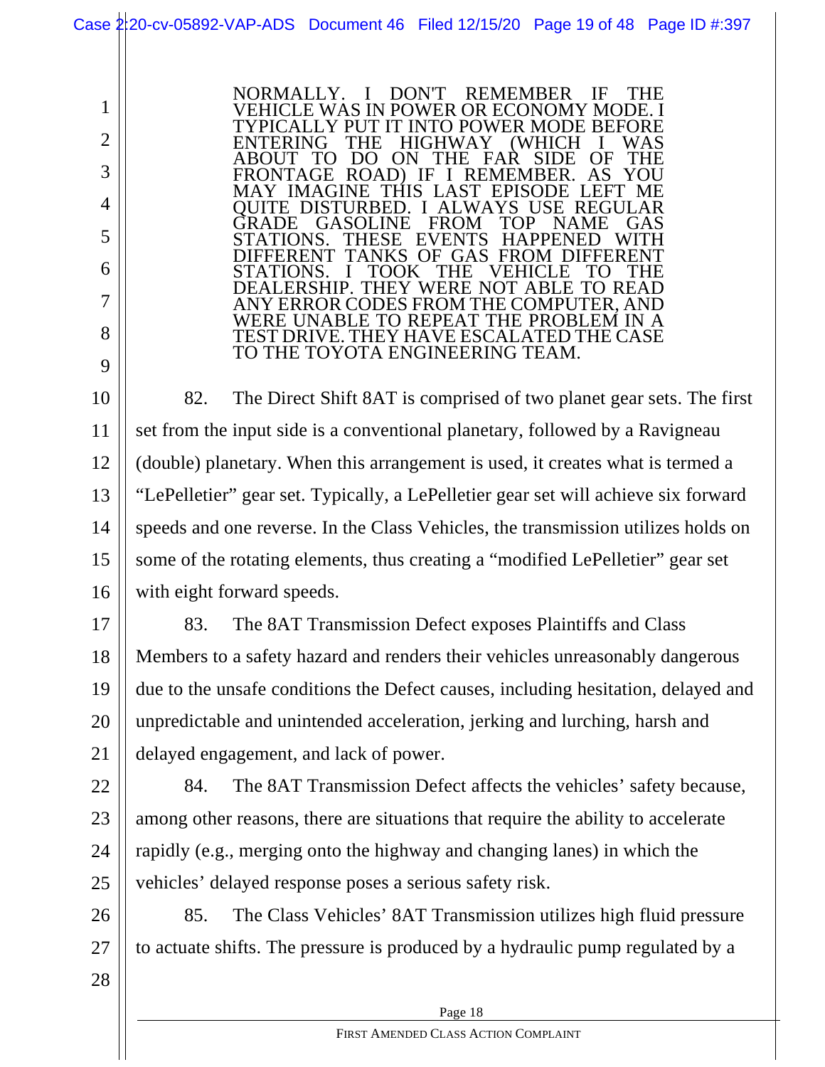> NORMALLY. I DON'T REMEMBER IF THE VEHICLE WAS IN POWER OR ECONOMY MODE. I TYPICALLY PUT IT INTO POWER MODE BEFORE ENTERING THE HIGHWAY (WHICH I WAS ABOUT TO DO ON THE FAR SIDE OF THE FRONTAGE ROAD) IF I REMEMBER. AS YOU MAY IMAGINE THIS LAST EPISODE LEFT ME QUITE DISTURBED. I ALWAYS USE REGULAR GRADE GASOLINE FROM TOP NAME GAS STATIONS. THESE EVENTS HAPPENED WITH DIFFERENT TANKS OF GAS FROM DIFFERENT STATIONS. I TOOK THE VEHICLE TO THE DEALERSHIP. THEY WERE NOT ABLE TO READ ANY ERROR CODES FROM THE COMPUTER, AND WERE UNABLE TO REPEAT THE PROBLEM IN A TEST DRIVE. THEY HAVE ESCALATED THE CASE TO THE TOYOTA ENGINEERING TEAM.

82. The Direct Shift 8AT is comprised of two planet gear sets. The first set from the input side is a conventional planetary, followed by a Ravigneau (double) planetary. When this arrangement is used, it creates what is termed a "LePelletier" gear set. Typically, a LePelletier gear set will achieve six forward speeds and one reverse. In the Class Vehicles, the transmission utilizes holds on some of the rotating elements, thus creating a "modified LePelletier" gear set with eight forward speeds.

83. The 8AT Transmission Defect exposes Plaintiffs and Class Members to a safety hazard and renders their vehicles unreasonably dangerous due to the unsafe conditions the Defect causes, including hesitation, delayed and unpredictable and unintended acceleration, jerking and lurching, harsh and delayed engagement, and lack of power.

84. The 8AT Transmission Defect affects the vehicles' safety because, among other reasons, there are situations that require the ability to accelerate rapidly (e.g., merging onto the highway and changing lanes) in which the vehicles' delayed response poses a serious safety risk.

85. The Class Vehicles' 8AT Transmission utilizes high fluid pressure to actuate shifts. The pressure is produced by a hydraulic pump regulated by a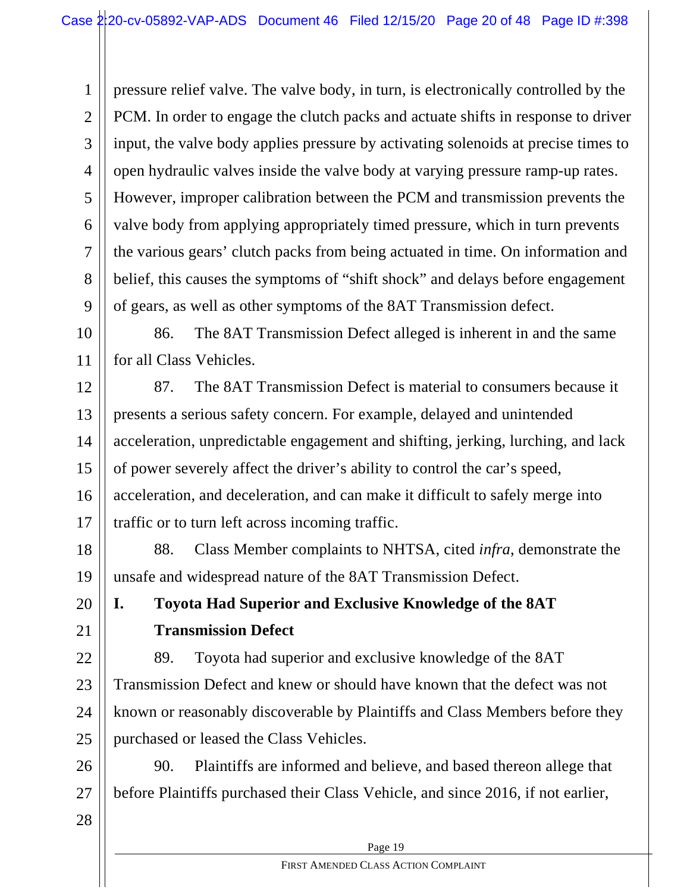pressure relief valve. The valve body, in turn, is electronically controlled by the PCM. In order to engage the clutch packs and actuate shifts in response to driver input, the valve body applies pressure by activating solenoids at precise times to open hydraulic valves inside the valve body at varying pressure ramp-up rates. However, improper calibration between the PCM and transmission prevents the valve body from applying appropriately timed pressure, which in turn prevents the various gears' clutch packs from being actuated in time. On information and belief, this causes the symptoms of "shift shock" and delays before engagement of gears, as well as other symptoms of the 8AT Transmission defect.

86. The 8AT Transmission Defect alleged is inherent in and the same for all Class Vehicles.

87. The 8AT Transmission Defect is material to consumers because it presents a serious safety concern. For example, delayed and unintended acceleration, unpredictable engagement and shifting, jerking, lurching, and lack of power severely affect the driver's ability to control the car's speed, acceleration, and deceleration, and can make it difficult to safely merge into traffic or to turn left across incoming traffic.

88. Class Member complaints to NHTSA, cited *infra*, demonstrate the unsafe and widespread nature of the 8AT Transmission Defect.

## I. Toyota Had Superior and Exclusive Knowledge of the 8AT Transmission Defect

89. Toyota had superior and exclusive knowledge of the 8AT Transmission Defect and knew or should have known that the defect was not known or reasonably discoverable by Plaintiffs and Class Members before they purchased or leased the Class Vehicles.

90. Plaintiffs are informed and believe, and based thereon allege that before Plaintiffs purchased their Class Vehicle, and since 2016, if not earlier,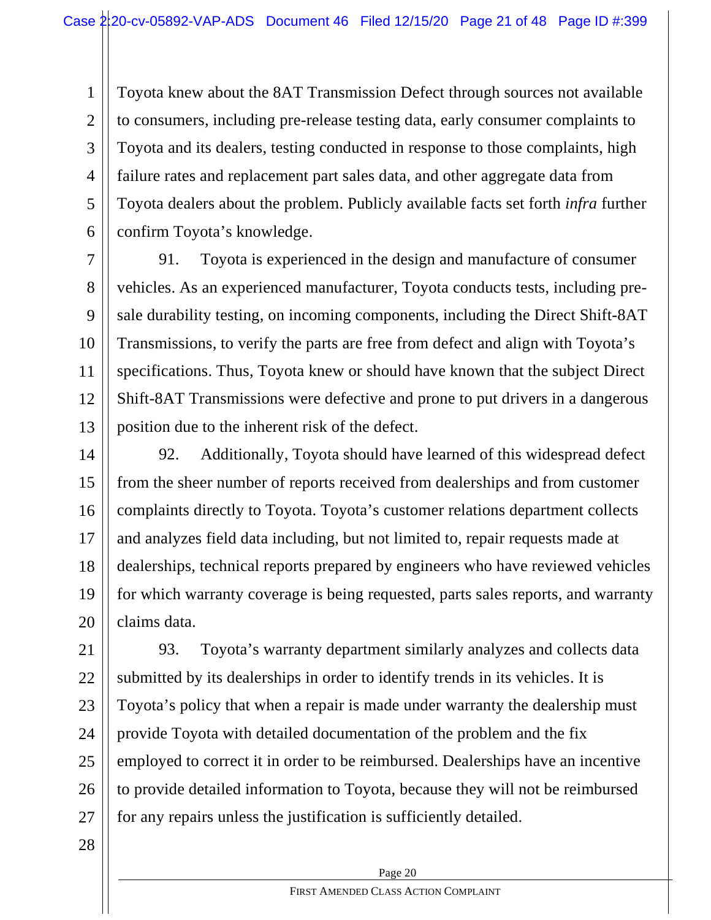Toyota knew about the 8AT Transmission Defect through sources not available to consumers, including pre-release testing data, early consumer complaints to Toyota and its dealers, testing conducted in response to those complaints, high failure rates and replacement part sales data, and other aggregate data from Toyota dealers about the problem. Publicly available facts set forth *infra* further confirm Toyota's knowledge.

91. Toyota is experienced in the design and manufacture of consumer vehicles. As an experienced manufacturer, Toyota conducts tests, including pre-sale durability testing, on incoming components, including the Direct Shift-8AT Transmissions, to verify the parts are free from defect and align with Toyota's specifications. Thus, Toyota knew or should have known that the subject Direct Shift-8AT Transmissions were defective and prone to put drivers in a dangerous position due to the inherent risk of the defect.

92. Additionally, Toyota should have learned of this widespread defect from the sheer number of reports received from dealerships and from customer complaints directly to Toyota. Toyota's customer relations department collects and analyzes field data including, but not limited to, repair requests made at dealerships, technical reports prepared by engineers who have reviewed vehicles for which warranty coverage is being requested, parts sales reports, and warranty claims data.

93. Toyota's warranty department similarly analyzes and collects data submitted by its dealerships in order to identify trends in its vehicles. It is Toyota's policy that when a repair is made under warranty the dealership must provide Toyota with detailed documentation of the problem and the fix employed to correct it in order to be reimbursed. Dealerships have an incentive to provide detailed information to Toyota, because they will not be reimbursed for any repairs unless the justification is sufficiently detailed.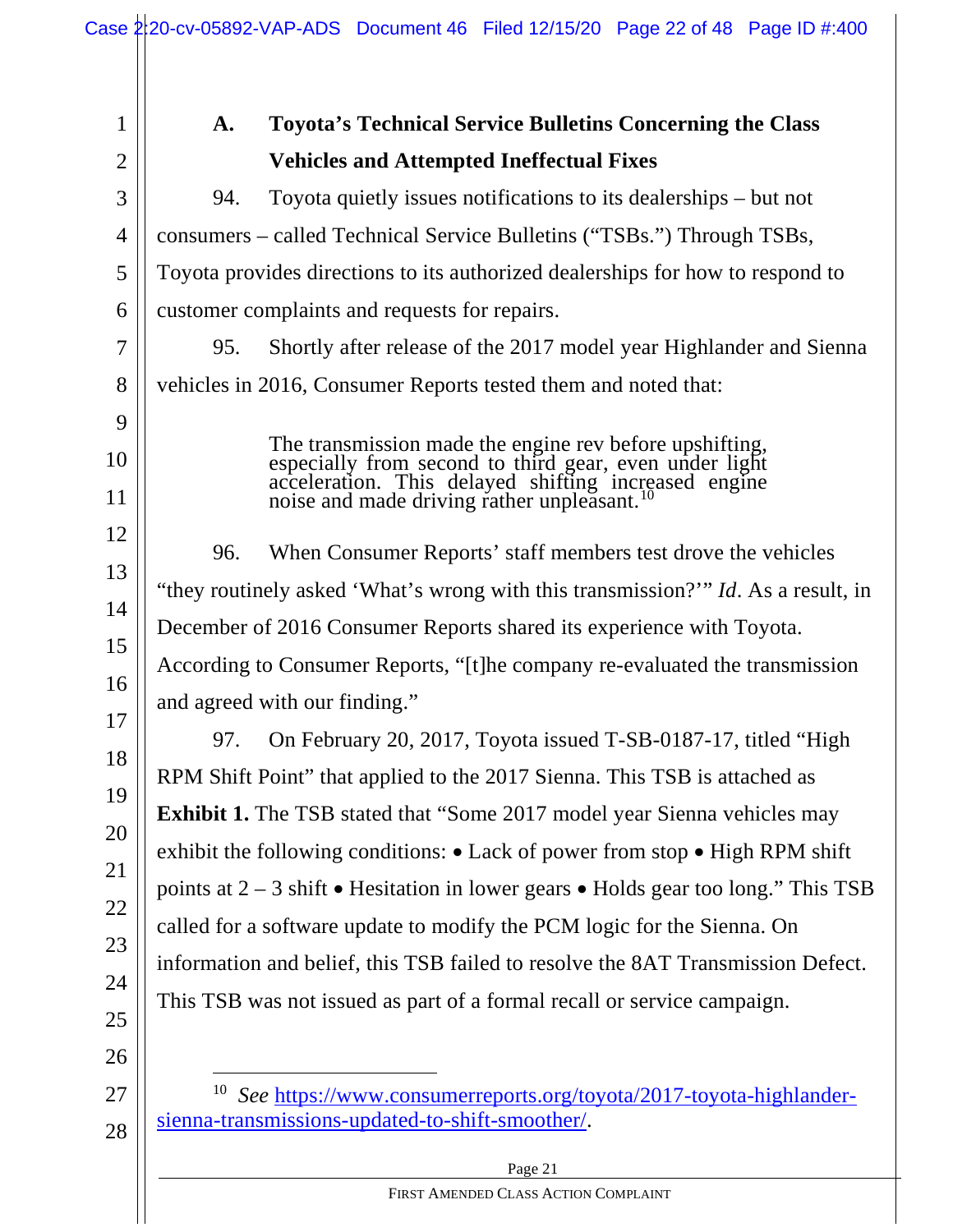### A. Toyota's Technical Service Bulletins Concerning the Class Vehicles and Attempted Ineffectual Fixes

94. Toyota quietly issues notifications to its dealerships – but not consumers – called Technical Service Bulletins ("TSBs.") Through TSBs, Toyota provides directions to its authorized dealerships for how to respond to customer complaints and requests for repairs.

95. Shortly after release of the 2017 model year Highlander and Sienna vehicles in 2016, Consumer Reports tested them and noted that:

> The transmission made the engine rev before upshifting, especially from second to third gear, even under light acceleration. This delayed shifting increased engine noise and made driving rather unpleasant.[10]

96. When Consumer Reports' staff members test drove the vehicles "they routinely asked 'What's wrong with this transmission?'" *Id*. As a result, in December of 2016 Consumer Reports shared its experience with Toyota. According to Consumer Reports, "[t]he company re-evaluated the transmission and agreed with our finding."

97. On February 20, 2017, Toyota issued T-SB-0187-17, titled "High RPM Shift Point" that applied to the 2017 Sienna. This TSB is attached as **Exhibit 1.** The TSB stated that "Some 2017 model year Sienna vehicles may exhibit the following conditions: • Lack of power from stop • High RPM shift points at 2 – 3 shift • Hesitation in lower gears • Holds gear too long." This TSB called for a software update to modify the PCM logic for the Sienna. On information and belief, this TSB failed to resolve the 8AT Transmission Defect. This TSB was not issued as part of a formal recall or service campaign.

---

[10] *See* https://www.consumerreports.org/toyota/2017-toyota-highlander-sienna-transmissions-updated-to-shift-smoother/.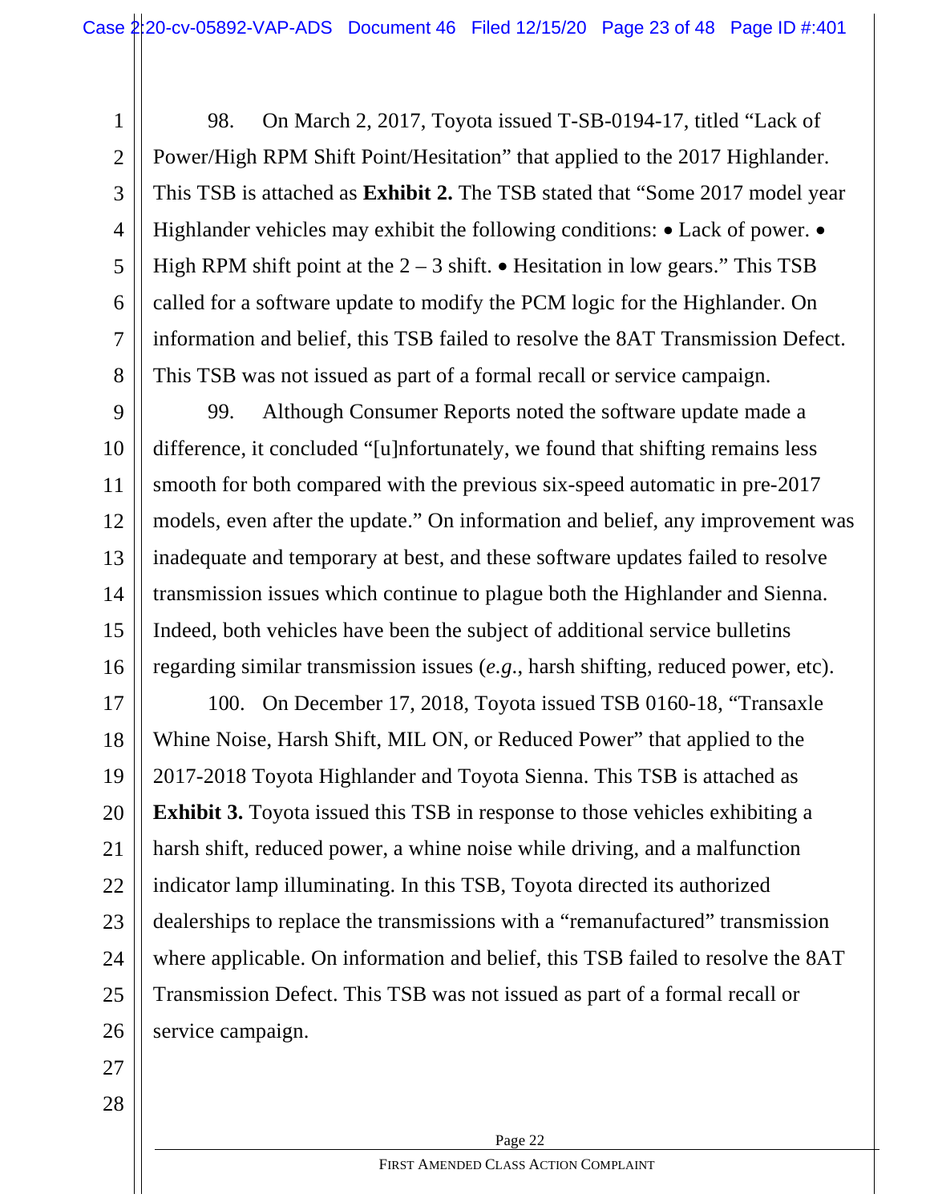98. On March 2, 2017, Toyota issued T-SB-0194-17, titled "Lack of Power/High RPM Shift Point/Hesitation" that applied to the 2017 Highlander. This TSB is attached as **Exhibit 2.** The TSB stated that "Some 2017 model year Highlander vehicles may exhibit the following conditions: • Lack of power. • High RPM shift point at the 2 – 3 shift. • Hesitation in low gears." This TSB called for a software update to modify the PCM logic for the Highlander. On information and belief, this TSB failed to resolve the 8AT Transmission Defect. This TSB was not issued as part of a formal recall or service campaign.

99. Although Consumer Reports noted the software update made a difference, it concluded "[u]nfortunately, we found that shifting remains less smooth for both compared with the previous six-speed automatic in pre-2017 models, even after the update." On information and belief, any improvement was inadequate and temporary at best, and these software updates failed to resolve transmission issues which continue to plague both the Highlander and Sienna. Indeed, both vehicles have been the subject of additional service bulletins regarding similar transmission issues (*e.g.*, harsh shifting, reduced power, etc).

100. On December 17, 2018, Toyota issued TSB 0160-18, "Transaxle Whine Noise, Harsh Shift, MIL ON, or Reduced Power" that applied to the 2017-2018 Toyota Highlander and Toyota Sienna. This TSB is attached as **Exhibit 3.** Toyota issued this TSB in response to those vehicles exhibiting a harsh shift, reduced power, a whine noise while driving, and a malfunction indicator lamp illuminating. In this TSB, Toyota directed its authorized dealerships to replace the transmissions with a "remanufactured" transmission where applicable. On information and belief, this TSB failed to resolve the 8AT Transmission Defect. This TSB was not issued as part of a formal recall or service campaign.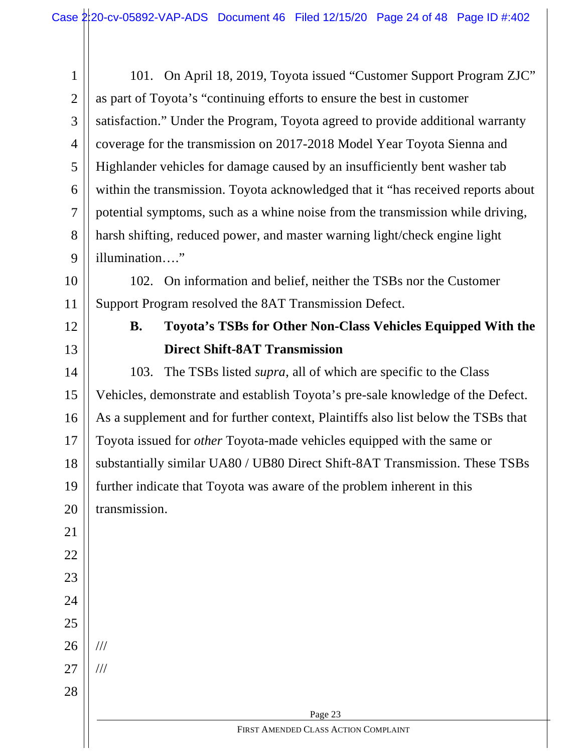101. On April 18, 2019, Toyota issued "Customer Support Program ZJC" as part of Toyota's "continuing efforts to ensure the best in customer satisfaction." Under the Program, Toyota agreed to provide additional warranty coverage for the transmission on 2017-2018 Model Year Toyota Sienna and Highlander vehicles for damage caused by an insufficiently bent washer tab within the transmission. Toyota acknowledged that it "has received reports about potential symptoms, such as a whine noise from the transmission while driving, harsh shifting, reduced power, and master warning light/check engine light illumination…."

102. On information and belief, neither the TSBs nor the Customer Support Program resolved the 8AT Transmission Defect.

### B. Toyota's TSBs for Other Non-Class Vehicles Equipped With the Direct Shift-8AT Transmission

103. The TSBs listed *supra*, all of which are specific to the Class Vehicles, demonstrate and establish Toyota's pre-sale knowledge of the Defect. As a supplement and for further context, Plaintiffs also list below the TSBs that Toyota issued for *other* Toyota-made vehicles equipped with the same or substantially similar UA80 / UB80 Direct Shift-8AT Transmission. These TSBs further indicate that Toyota was aware of the problem inherent in this transmission.

///

///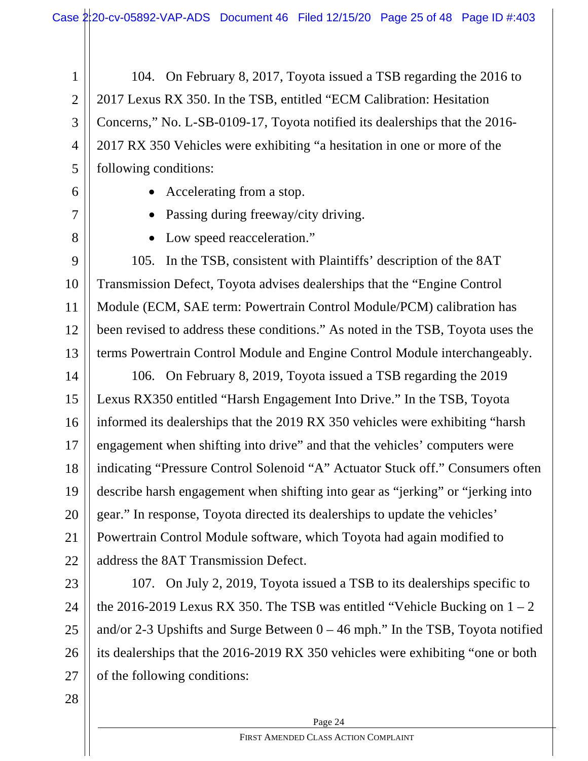104. On February 8, 2017, Toyota issued a TSB regarding the 2016 to 2017 Lexus RX 350. In the TSB, entitled "ECM Calibration: Hesitation Concerns," No. L-SB-0109-17, Toyota notified its dealerships that the 2016-2017 RX 350 Vehicles were exhibiting "a hesitation in one or more of the following conditions:

- Accelerating from a stop.
- Passing during freeway/city driving.
- Low speed reacceleration."

105. In the TSB, consistent with Plaintiffs' description of the 8AT Transmission Defect, Toyota advises dealerships that the "Engine Control Module (ECM, SAE term: Powertrain Control Module/PCM) calibration has been revised to address these conditions." As noted in the TSB, Toyota uses the terms Powertrain Control Module and Engine Control Module interchangeably.

106. On February 8, 2019, Toyota issued a TSB regarding the 2019 Lexus RX350 entitled "Harsh Engagement Into Drive." In the TSB, Toyota informed its dealerships that the 2019 RX 350 vehicles were exhibiting "harsh engagement when shifting into drive" and that the vehicles' computers were indicating "Pressure Control Solenoid "A" Actuator Stuck off." Consumers often describe harsh engagement when shifting into gear as "jerking" or "jerking into gear." In response, Toyota directed its dealerships to update the vehicles' Powertrain Control Module software, which Toyota had again modified to address the 8AT Transmission Defect.

107. On July 2, 2019, Toyota issued a TSB to its dealerships specific to the 2016-2019 Lexus RX 350. The TSB was entitled "Vehicle Bucking on 1 – 2 and/or 2-3 Upshifts and Surge Between 0 – 46 mph." In the TSB, Toyota notified its dealerships that the 2016-2019 RX 350 vehicles were exhibiting "one or both of the following conditions: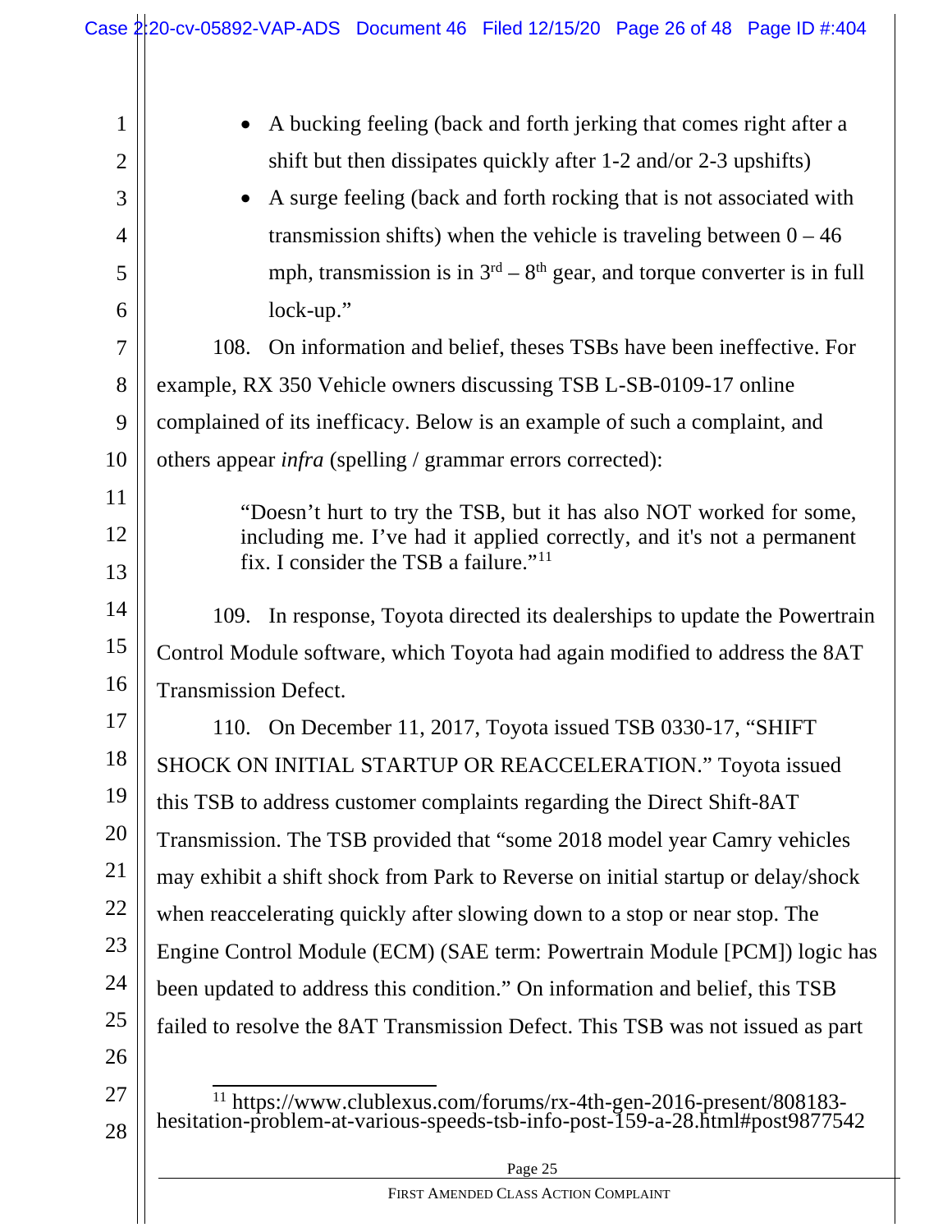- A bucking feeling (back and forth jerking that comes right after a shift but then dissipates quickly after 1-2 and/or 2-3 upshifts)
- A surge feeling (back and forth rocking that is not associated with transmission shifts) when the vehicle is traveling between 0 – 46 mph, transmission is in 3rd – 8th gear, and torque converter is in full lock-up."

108. On information and belief, theses TSBs have been ineffective. For example, RX 350 Vehicle owners discussing TSB L-SB-0109-17 online complained of its inefficacy. Below is an example of such a complaint, and others appear *infra* (spelling / grammar errors corrected):

> "Doesn't hurt to try the TSB, but it has also NOT worked for some, including me. I've had it applied correctly, and it's not a permanent fix. I consider the TSB a failure."[11]

109. In response, Toyota directed its dealerships to update the Powertrain Control Module software, which Toyota had again modified to address the 8AT Transmission Defect.

110. On December 11, 2017, Toyota issued TSB 0330-17, "SHIFT SHOCK ON INITIAL STARTUP OR REACCELERATION." Toyota issued this TSB to address customer complaints regarding the Direct Shift-8AT Transmission. The TSB provided that "some 2018 model year Camry vehicles may exhibit a shift shock from Park to Reverse on initial startup or delay/shock when reaccelerating quickly after slowing down to a stop or near stop. The Engine Control Module (ECM) (SAE term: Powertrain Module [PCM]) logic has been updated to address this condition." On information and belief, this TSB failed to resolve the 8AT Transmission Defect. This TSB was not issued as part

---

[11] https://www.clublexus.com/forums/rx-4th-gen-2016-present/808183-hesitation-problem-at-various-speeds-tsb-info-post-159-a-28.html#post9877542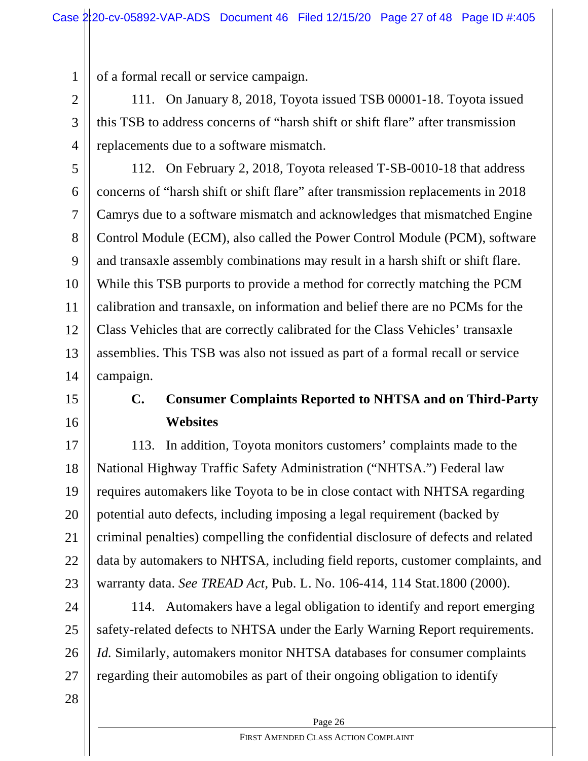of a formal recall or service campaign.

111. On January 8, 2018, Toyota issued TSB 00001-18. Toyota issued this TSB to address concerns of "harsh shift or shift flare" after transmission replacements due to a software mismatch.

112. On February 2, 2018, Toyota released T-SB-0010-18 that address concerns of "harsh shift or shift flare" after transmission replacements in 2018 Camrys due to a software mismatch and acknowledges that mismatched Engine Control Module (ECM), also called the Power Control Module (PCM), software and transaxle assembly combinations may result in a harsh shift or shift flare. While this TSB purports to provide a method for correctly matching the PCM calibration and transaxle, on information and belief there are no PCMs for the Class Vehicles that are correctly calibrated for the Class Vehicles' transaxle assemblies. This TSB was also not issued as part of a formal recall or service campaign.

### C. Consumer Complaints Reported to NHTSA and on Third-Party Websites

113. In addition, Toyota monitors customers' complaints made to the National Highway Traffic Safety Administration ("NHTSA.") Federal law requires automakers like Toyota to be in close contact with NHTSA regarding potential auto defects, including imposing a legal requirement (backed by criminal penalties) compelling the confidential disclosure of defects and related data by automakers to NHTSA, including field reports, customer complaints, and warranty data. *See TREAD Act,* Pub. L. No. 106-414, 114 Stat.1800 (2000).

114. Automakers have a legal obligation to identify and report emerging safety-related defects to NHTSA under the Early Warning Report requirements. *Id.* Similarly, automakers monitor NHTSA databases for consumer complaints regarding their automobiles as part of their ongoing obligation to identify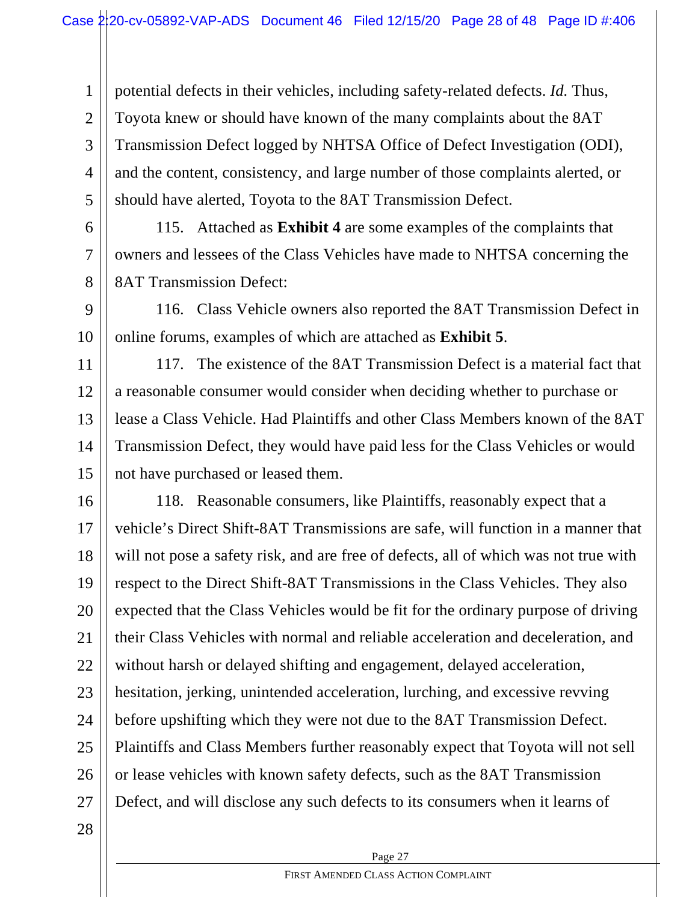potential defects in their vehicles, including safety-related defects. *Id.* Thus, Toyota knew or should have known of the many complaints about the 8AT Transmission Defect logged by NHTSA Office of Defect Investigation (ODI), and the content, consistency, and large number of those complaints alerted, or should have alerted, Toyota to the 8AT Transmission Defect.

115. Attached as **Exhibit 4** are some examples of the complaints that owners and lessees of the Class Vehicles have made to NHTSA concerning the 8AT Transmission Defect:

116. Class Vehicle owners also reported the 8AT Transmission Defect in online forums, examples of which are attached as **Exhibit 5**.

117. The existence of the 8AT Transmission Defect is a material fact that a reasonable consumer would consider when deciding whether to purchase or lease a Class Vehicle. Had Plaintiffs and other Class Members known of the 8AT Transmission Defect, they would have paid less for the Class Vehicles or would not have purchased or leased them.

118. Reasonable consumers, like Plaintiffs, reasonably expect that a vehicle's Direct Shift-8AT Transmissions are safe, will function in a manner that will not pose a safety risk, and are free of defects, all of which was not true with respect to the Direct Shift-8AT Transmissions in the Class Vehicles. They also expected that the Class Vehicles would be fit for the ordinary purpose of driving their Class Vehicles with normal and reliable acceleration and deceleration, and without harsh or delayed shifting and engagement, delayed acceleration, hesitation, jerking, unintended acceleration, lurching, and excessive revving before upshifting which they were not due to the 8AT Transmission Defect. Plaintiffs and Class Members further reasonably expect that Toyota will not sell or lease vehicles with known safety defects, such as the 8AT Transmission Defect, and will disclose any such defects to its consumers when it learns of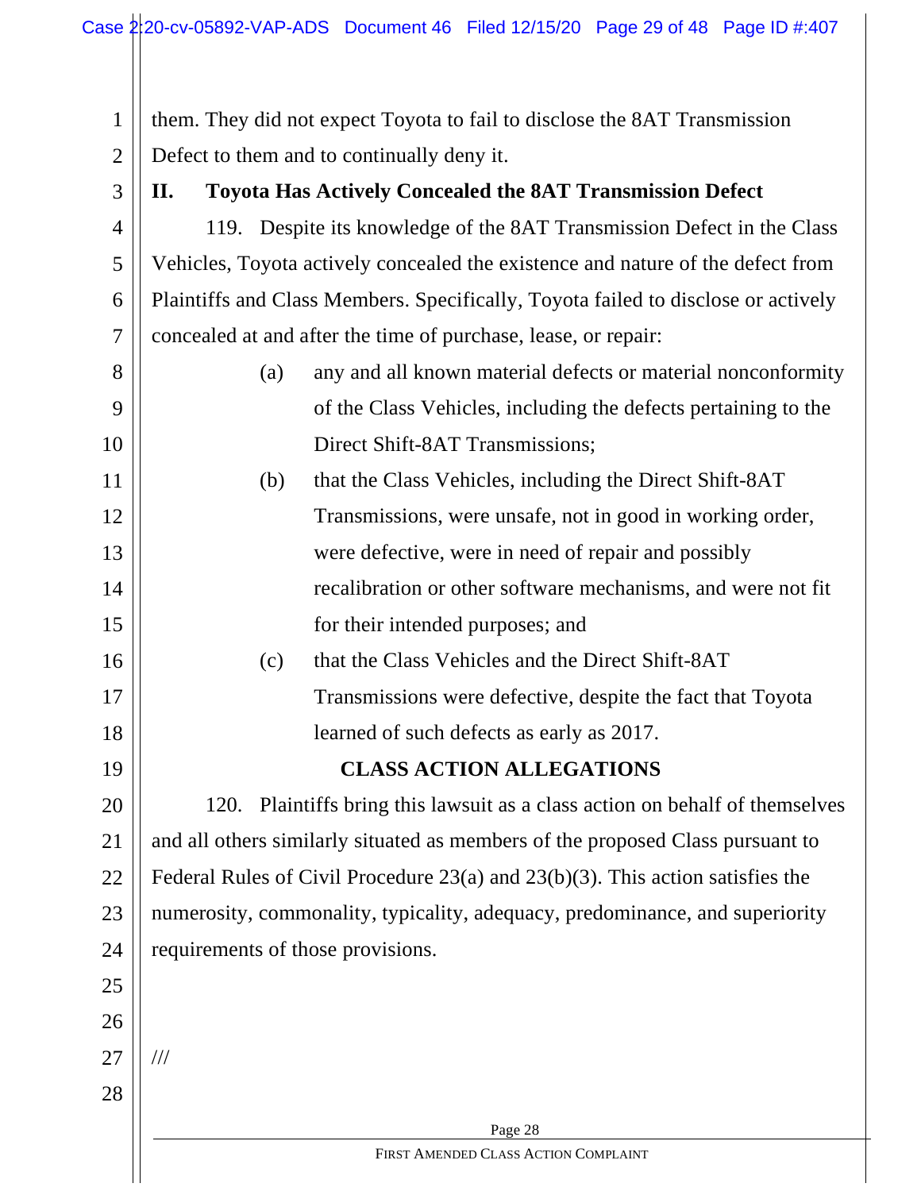them. They did not expect Toyota to fail to disclose the 8AT Transmission Defect to them and to continually deny it.

## II. Toyota Has Actively Concealed the 8AT Transmission Defect

119. Despite its knowledge of the 8AT Transmission Defect in the Class Vehicles, Toyota actively concealed the existence and nature of the defect from Plaintiffs and Class Members. Specifically, Toyota failed to disclose or actively concealed at and after the time of purchase, lease, or repair:

(a) any and all known material defects or material nonconformity of the Class Vehicles, including the defects pertaining to the Direct Shift-8AT Transmissions;

(b) that the Class Vehicles, including the Direct Shift-8AT Transmissions, were unsafe, not in good in working order, were defective, were in need of repair and possibly recalibration or other software mechanisms, and were not fit for their intended purposes; and

(c) that the Class Vehicles and the Direct Shift-8AT Transmissions were defective, despite the fact that Toyota learned of such defects as early as 2017.

## CLASS ACTION ALLEGATIONS

120. Plaintiffs bring this lawsuit as a class action on behalf of themselves and all others similarly situated as members of the proposed Class pursuant to Federal Rules of Civil Procedure 23(a) and 23(b)(3). This action satisfies the numerosity, commonality, typicality, adequacy, predominance, and superiority requirements of those provisions.

///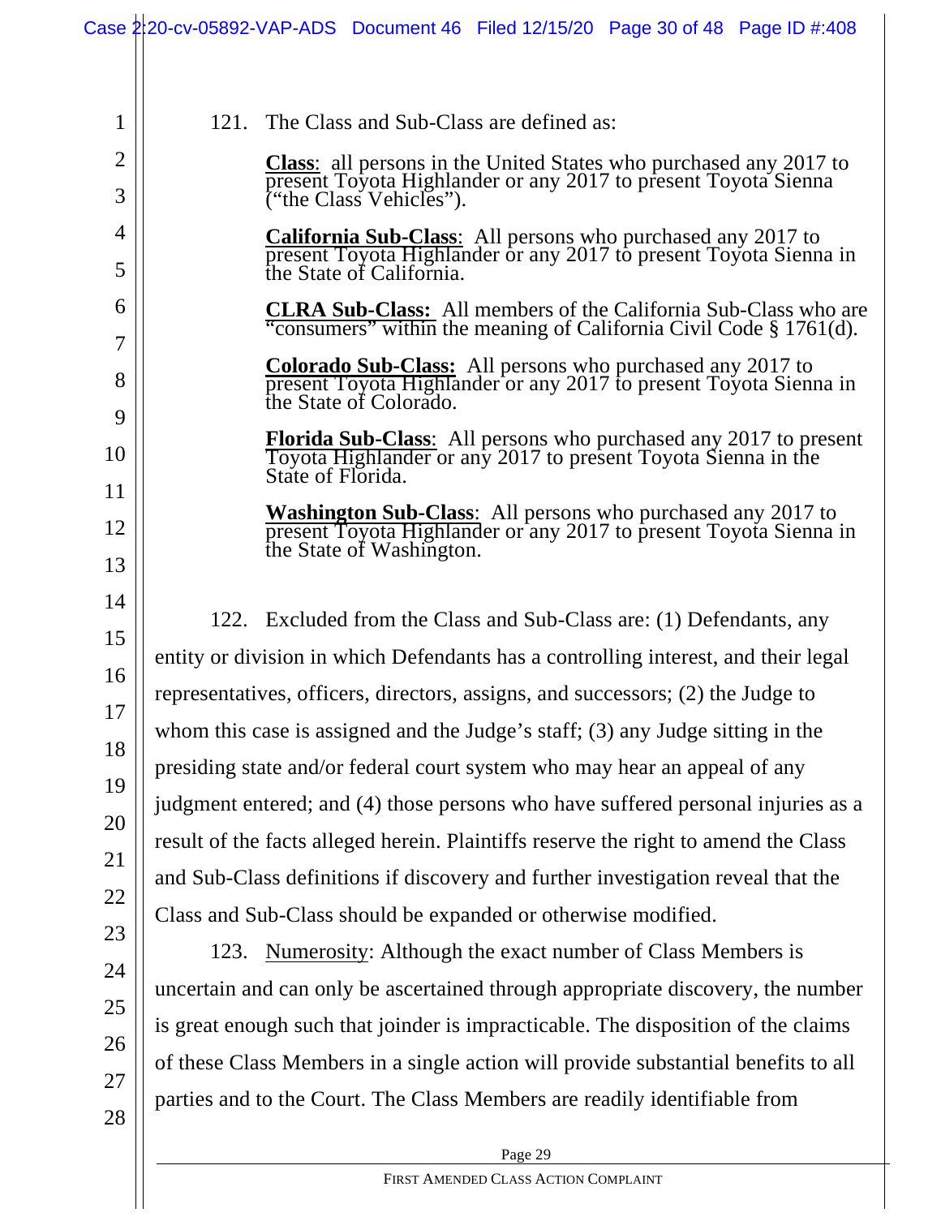121. The Class and Sub-Class are defined as:

> **Class**: all persons in the United States who purchased any 2017 to present Toyota Highlander or any 2017 to present Toyota Sienna ("the Class Vehicles").
>
> **California Sub-Class**: All persons who purchased any 2017 to present Toyota Highlander or any 2017 to present Toyota Sienna in the State of California.
>
> **CLRA Sub-Class:** All members of the California Sub-Class who are "consumers" within the meaning of California Civil Code § 1761(d).
>
> **Colorado Sub-Class:** All persons who purchased any 2017 to present Toyota Highlander or any 2017 to present Toyota Sienna in the State of Colorado.
>
> **Florida Sub-Class**: All persons who purchased any 2017 to present Toyota Highlander or any 2017 to present Toyota Sienna in the State of Florida.
>
> **Washington Sub-Class**: All persons who purchased any 2017 to present Toyota Highlander or any 2017 to present Toyota Sienna in the State of Washington.

122. Excluded from the Class and Sub-Class are: (1) Defendants, any entity or division in which Defendants has a controlling interest, and their legal representatives, officers, directors, assigns, and successors; (2) the Judge to whom this case is assigned and the Judge's staff; (3) any Judge sitting in the presiding state and/or federal court system who may hear an appeal of any judgment entered; and (4) those persons who have suffered personal injuries as a result of the facts alleged herein. Plaintiffs reserve the right to amend the Class and Sub-Class definitions if discovery and further investigation reveal that the Class and Sub-Class should be expanded or otherwise modified.

123. Numerosity: Although the exact number of Class Members is uncertain and can only be ascertained through appropriate discovery, the number is great enough such that joinder is impracticable. The disposition of the claims of these Class Members in a single action will provide substantial benefits to all parties and to the Court. The Class Members are readily identifiable from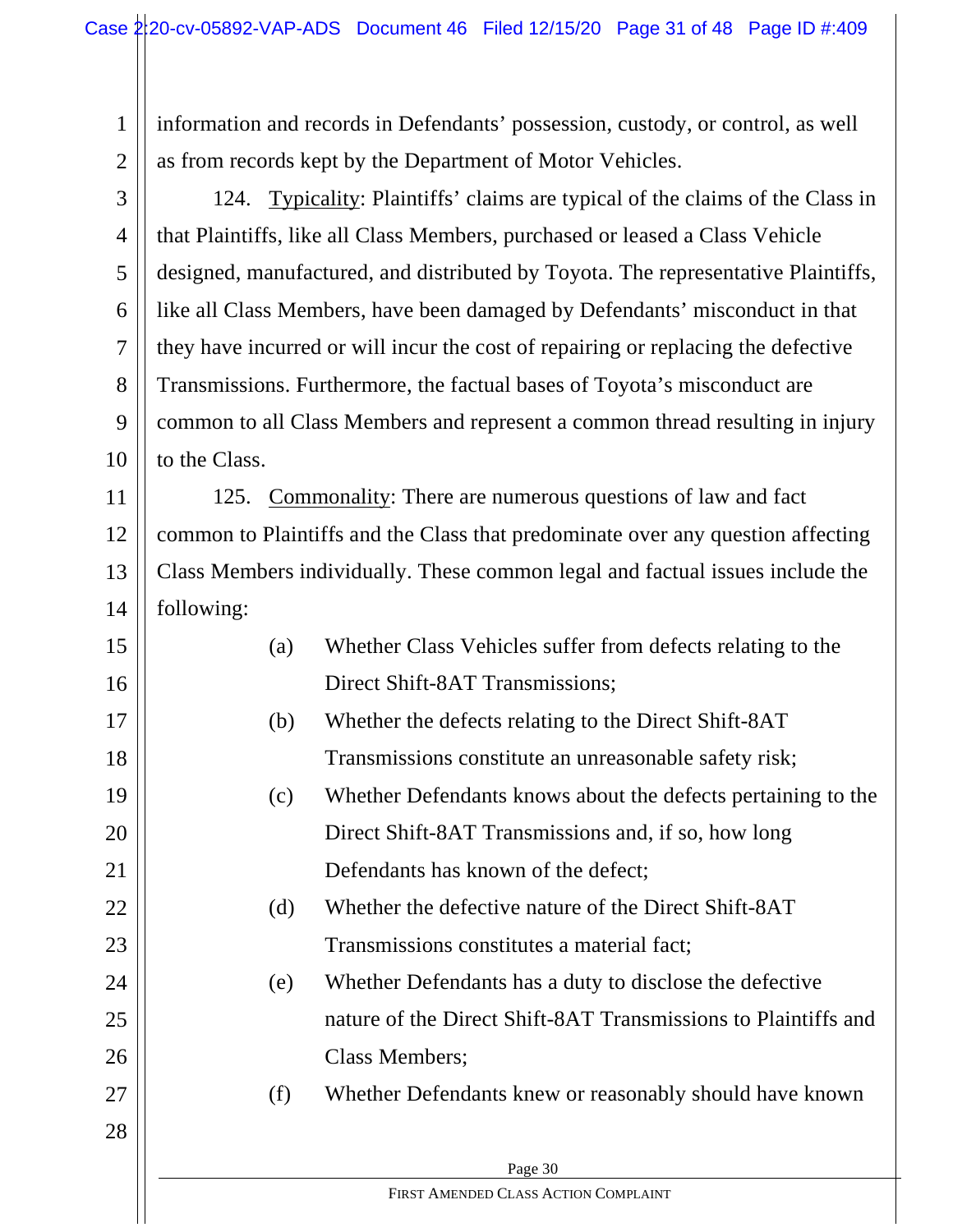information and records in Defendants' possession, custody, or control, as well as from records kept by the Department of Motor Vehicles.

124. Typicality: Plaintiffs' claims are typical of the claims of the Class in that Plaintiffs, like all Class Members, purchased or leased a Class Vehicle designed, manufactured, and distributed by Toyota. The representative Plaintiffs, like all Class Members, have been damaged by Defendants' misconduct in that they have incurred or will incur the cost of repairing or replacing the defective Transmissions. Furthermore, the factual bases of Toyota's misconduct are common to all Class Members and represent a common thread resulting in injury to the Class.

125. Commonality: There are numerous questions of law and fact common to Plaintiffs and the Class that predominate over any question affecting Class Members individually. These common legal and factual issues include the following:

(a) Whether Class Vehicles suffer from defects relating to the Direct Shift-8AT Transmissions;

(b) Whether the defects relating to the Direct Shift-8AT Transmissions constitute an unreasonable safety risk;

(c) Whether Defendants knows about the defects pertaining to the Direct Shift-8AT Transmissions and, if so, how long Defendants has known of the defect;

(d) Whether the defective nature of the Direct Shift-8AT Transmissions constitutes a material fact;

(e) Whether Defendants has a duty to disclose the defective nature of the Direct Shift-8AT Transmissions to Plaintiffs and Class Members;

(f) Whether Defendants knew or reasonably should have known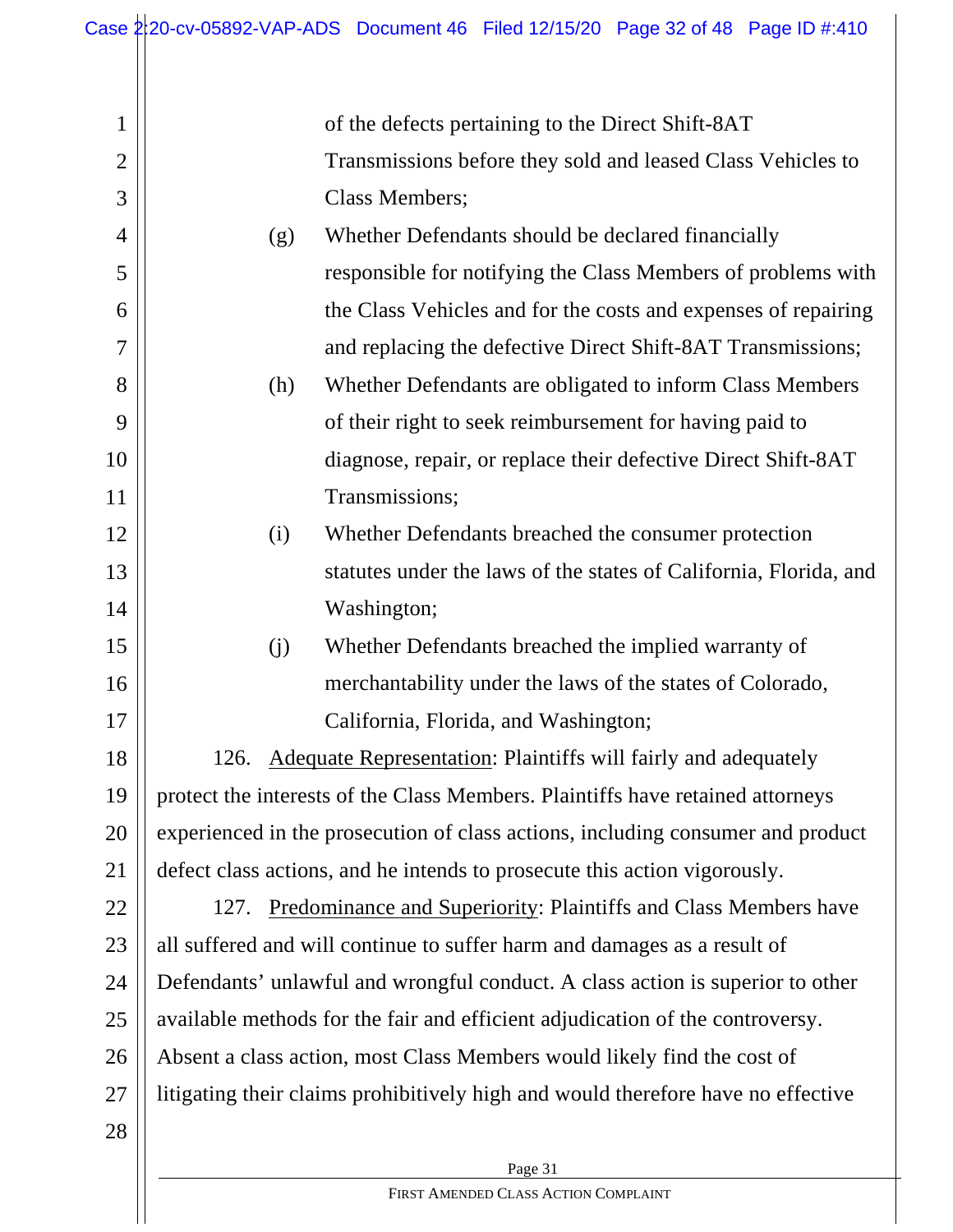of the defects pertaining to the Direct Shift-8AT Transmissions before they sold and leased Class Vehicles to Class Members;

(g) Whether Defendants should be declared financially responsible for notifying the Class Members of problems with the Class Vehicles and for the costs and expenses of repairing and replacing the defective Direct Shift-8AT Transmissions;

(h) Whether Defendants are obligated to inform Class Members of their right to seek reimbursement for having paid to diagnose, repair, or replace their defective Direct Shift-8AT Transmissions;

(i) Whether Defendants breached the consumer protection statutes under the laws of the states of California, Florida, and Washington;

(j) Whether Defendants breached the implied warranty of merchantability under the laws of the states of Colorado, California, Florida, and Washington;

126. Adequate Representation: Plaintiffs will fairly and adequately protect the interests of the Class Members. Plaintiffs have retained attorneys experienced in the prosecution of class actions, including consumer and product defect class actions, and he intends to prosecute this action vigorously.

127. Predominance and Superiority: Plaintiffs and Class Members have all suffered and will continue to suffer harm and damages as a result of Defendants' unlawful and wrongful conduct. A class action is superior to other available methods for the fair and efficient adjudication of the controversy. Absent a class action, most Class Members would likely find the cost of litigating their claims prohibitively high and would therefore have no effective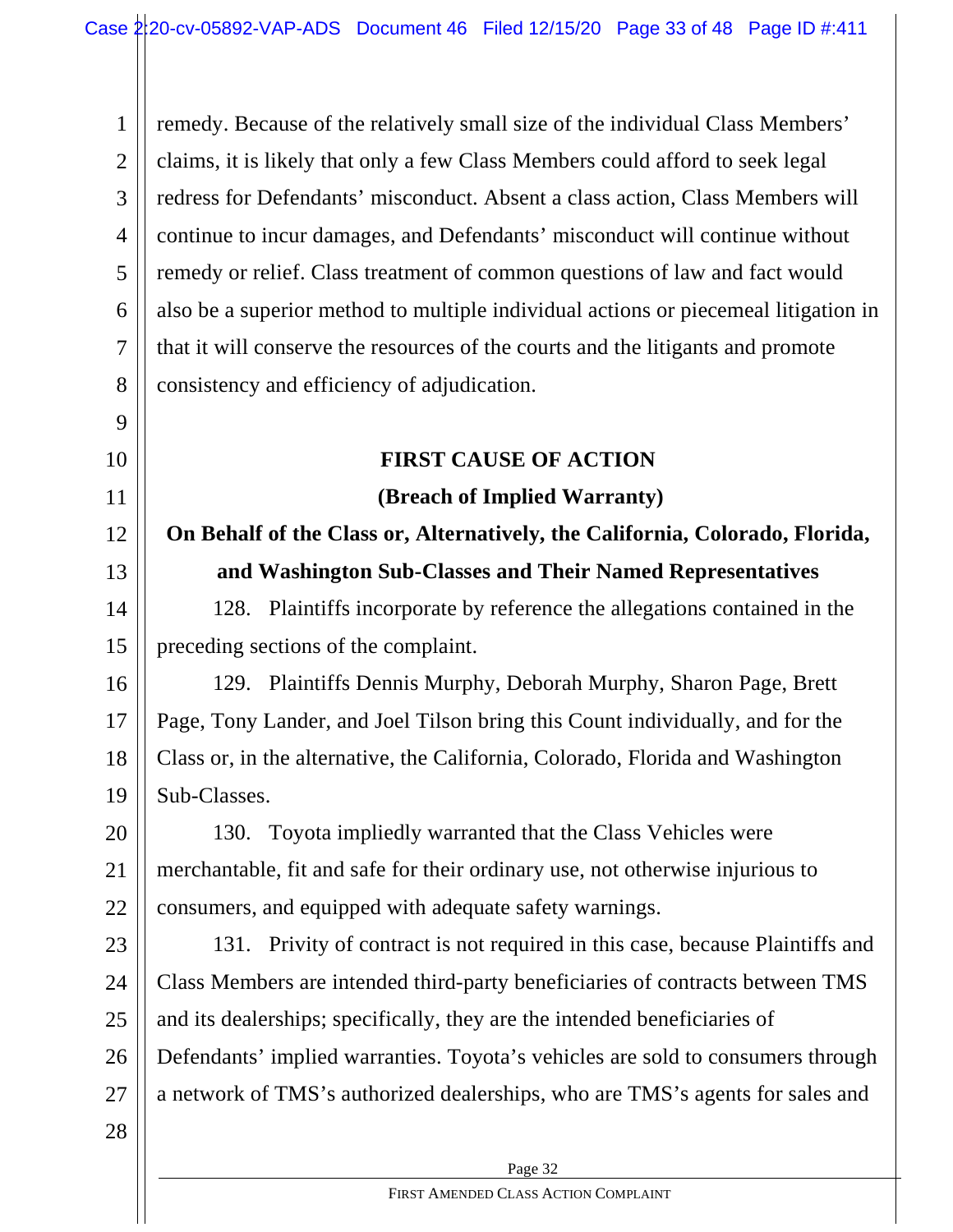remedy. Because of the relatively small size of the individual Class Members' claims, it is likely that only a few Class Members could afford to seek legal redress for Defendants' misconduct. Absent a class action, Class Members will continue to incur damages, and Defendants' misconduct will continue without remedy or relief. Class treatment of common questions of law and fact would also be a superior method to multiple individual actions or piecemeal litigation in that it will conserve the resources of the courts and the litigants and promote consistency and efficiency of adjudication.

**FIRST CAUSE OF ACTION**

**(Breach of Implied Warranty)**

**On Behalf of the Class or, Alternatively, the California, Colorado, Florida, and Washington Sub-Classes and Their Named Representatives**

128. Plaintiffs incorporate by reference the allegations contained in the preceding sections of the complaint.

129. Plaintiffs Dennis Murphy, Deborah Murphy, Sharon Page, Brett Page, Tony Lander, and Joel Tilson bring this Count individually, and for the Class or, in the alternative, the California, Colorado, Florida and Washington Sub-Classes.

130. Toyota impliedly warranted that the Class Vehicles were merchantable, fit and safe for their ordinary use, not otherwise injurious to consumers, and equipped with adequate safety warnings.

131. Privity of contract is not required in this case, because Plaintiffs and Class Members are intended third-party beneficiaries of contracts between TMS and its dealerships; specifically, they are the intended beneficiaries of Defendants' implied warranties. Toyota's vehicles are sold to consumers through a network of TMS's authorized dealerships, who are TMS's agents for sales and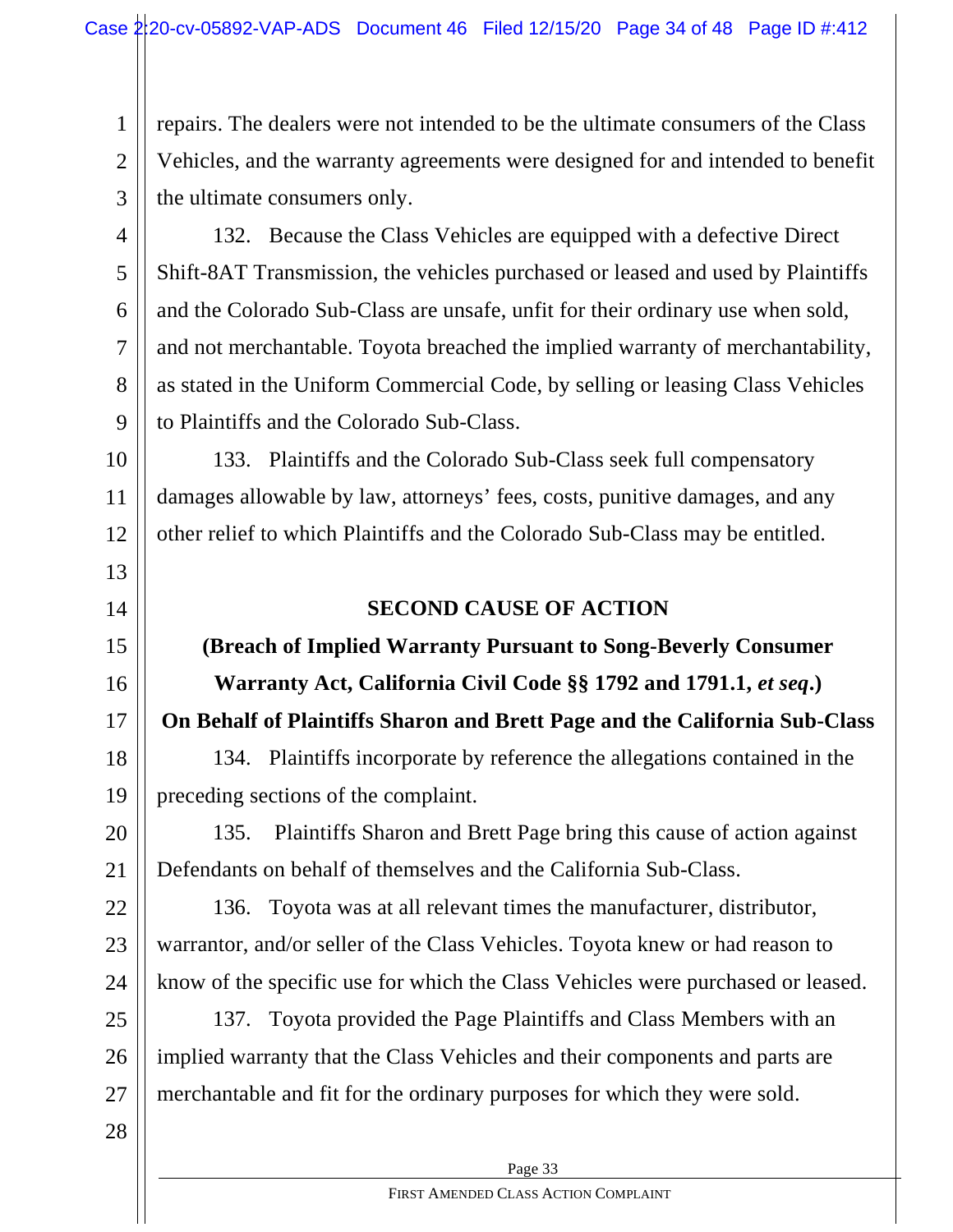repairs. The dealers were not intended to be the ultimate consumers of the Class Vehicles, and the warranty agreements were designed for and intended to benefit the ultimate consumers only.

132. Because the Class Vehicles are equipped with a defective Direct Shift-8AT Transmission, the vehicles purchased or leased and used by Plaintiffs and the Colorado Sub-Class are unsafe, unfit for their ordinary use when sold, and not merchantable. Toyota breached the implied warranty of merchantability, as stated in the Uniform Commercial Code, by selling or leasing Class Vehicles to Plaintiffs and the Colorado Sub-Class.

133. Plaintiffs and the Colorado Sub-Class seek full compensatory damages allowable by law, attorneys' fees, costs, punitive damages, and any other relief to which Plaintiffs and the Colorado Sub-Class may be entitled.

## SECOND CAUSE OF ACTION

**(Breach of Implied Warranty Pursuant to Song-Beverly Consumer Warranty Act, California Civil Code §§ 1792 and 1791.1, *et seq*.)**

**On Behalf of Plaintiffs Sharon and Brett Page and the California Sub-Class**

134. Plaintiffs incorporate by reference the allegations contained in the preceding sections of the complaint.

135. Plaintiffs Sharon and Brett Page bring this cause of action against Defendants on behalf of themselves and the California Sub-Class.

136. Toyota was at all relevant times the manufacturer, distributor, warrantor, and/or seller of the Class Vehicles. Toyota knew or had reason to know of the specific use for which the Class Vehicles were purchased or leased.

137. Toyota provided the Page Plaintiffs and Class Members with an implied warranty that the Class Vehicles and their components and parts are merchantable and fit for the ordinary purposes for which they were sold.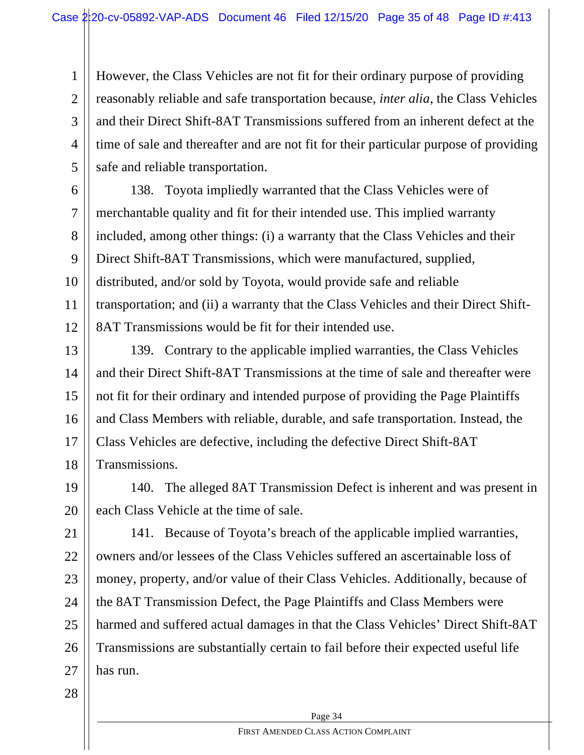However, the Class Vehicles are not fit for their ordinary purpose of providing reasonably reliable and safe transportation because, *inter alia*, the Class Vehicles and their Direct Shift-8AT Transmissions suffered from an inherent defect at the time of sale and thereafter and are not fit for their particular purpose of providing safe and reliable transportation.

138. Toyota impliedly warranted that the Class Vehicles were of merchantable quality and fit for their intended use. This implied warranty included, among other things: (i) a warranty that the Class Vehicles and their Direct Shift-8AT Transmissions, which were manufactured, supplied, distributed, and/or sold by Toyota, would provide safe and reliable transportation; and (ii) a warranty that the Class Vehicles and their Direct Shift-8AT Transmissions would be fit for their intended use.

139. Contrary to the applicable implied warranties, the Class Vehicles and their Direct Shift-8AT Transmissions at the time of sale and thereafter were not fit for their ordinary and intended purpose of providing the Page Plaintiffs and Class Members with reliable, durable, and safe transportation. Instead, the Class Vehicles are defective, including the defective Direct Shift-8AT Transmissions.

140. The alleged 8AT Transmission Defect is inherent and was present in each Class Vehicle at the time of sale.

141. Because of Toyota's breach of the applicable implied warranties, owners and/or lessees of the Class Vehicles suffered an ascertainable loss of money, property, and/or value of their Class Vehicles. Additionally, because of the 8AT Transmission Defect, the Page Plaintiffs and Class Members were harmed and suffered actual damages in that the Class Vehicles' Direct Shift-8AT Transmissions are substantially certain to fail before their expected useful life has run.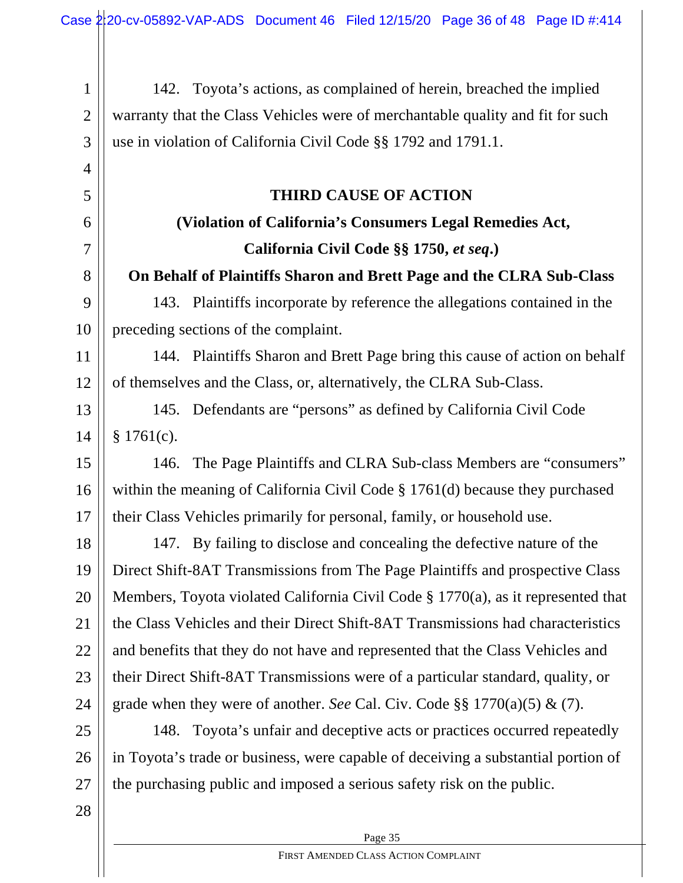142. Toyota's actions, as complained of herein, breached the implied warranty that the Class Vehicles were of merchantable quality and fit for such use in violation of California Civil Code §§ 1792 and 1791.1.

## THIRD CAUSE OF ACTION

## (Violation of California's Consumers Legal Remedies Act, California Civil Code §§ 1750, *et seq*.)

**On Behalf of Plaintiffs Sharon and Brett Page and the CLRA Sub-Class**

143. Plaintiffs incorporate by reference the allegations contained in the preceding sections of the complaint.

144. Plaintiffs Sharon and Brett Page bring this cause of action on behalf of themselves and the Class, or, alternatively, the CLRA Sub-Class.

145. Defendants are "persons" as defined by California Civil Code § 1761(c).

146. The Page Plaintiffs and CLRA Sub-class Members are "consumers" within the meaning of California Civil Code § 1761(d) because they purchased their Class Vehicles primarily for personal, family, or household use.

147. By failing to disclose and concealing the defective nature of the Direct Shift-8AT Transmissions from The Page Plaintiffs and prospective Class Members, Toyota violated California Civil Code § 1770(a), as it represented that the Class Vehicles and their Direct Shift-8AT Transmissions had characteristics and benefits that they do not have and represented that the Class Vehicles and their Direct Shift-8AT Transmissions were of a particular standard, quality, or grade when they were of another. *See* Cal. Civ. Code §§ 1770(a)(5) & (7).

148. Toyota's unfair and deceptive acts or practices occurred repeatedly in Toyota's trade or business, were capable of deceiving a substantial portion of the purchasing public and imposed a serious safety risk on the public.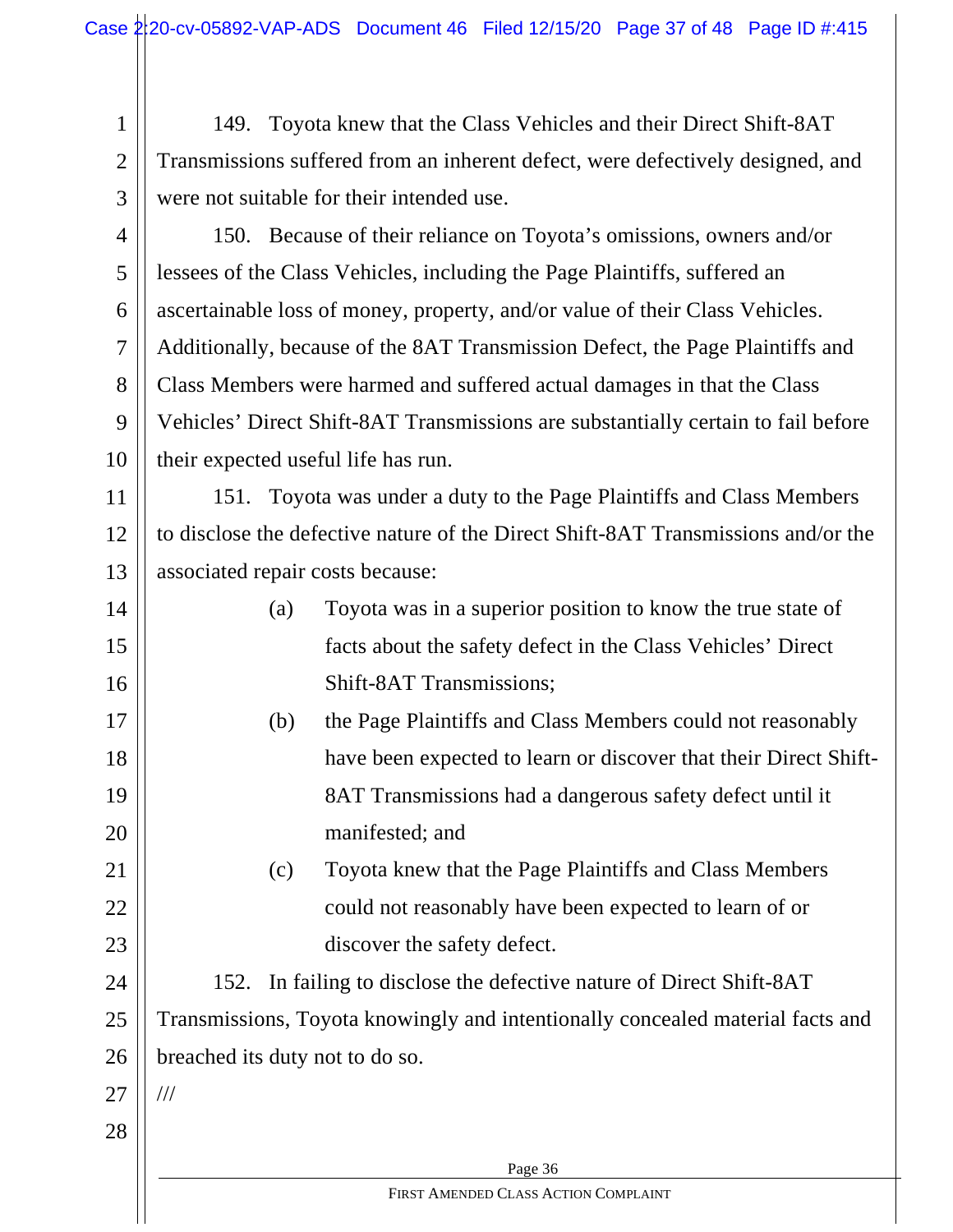149. Toyota knew that the Class Vehicles and their Direct Shift-8AT Transmissions suffered from an inherent defect, were defectively designed, and were not suitable for their intended use.

150. Because of their reliance on Toyota's omissions, owners and/or lessees of the Class Vehicles, including the Page Plaintiffs, suffered an ascertainable loss of money, property, and/or value of their Class Vehicles. Additionally, because of the 8AT Transmission Defect, the Page Plaintiffs and Class Members were harmed and suffered actual damages in that the Class Vehicles' Direct Shift-8AT Transmissions are substantially certain to fail before their expected useful life has run.

151. Toyota was under a duty to the Page Plaintiffs and Class Members to disclose the defective nature of the Direct Shift-8AT Transmissions and/or the associated repair costs because:

(a) Toyota was in a superior position to know the true state of facts about the safety defect in the Class Vehicles' Direct Shift-8AT Transmissions;

(b) the Page Plaintiffs and Class Members could not reasonably have been expected to learn or discover that their Direct Shift-8AT Transmissions had a dangerous safety defect until it manifested; and

(c) Toyota knew that the Page Plaintiffs and Class Members could not reasonably have been expected to learn of or discover the safety defect.

152. In failing to disclose the defective nature of Direct Shift-8AT Transmissions, Toyota knowingly and intentionally concealed material facts and breached its duty not to do so.

///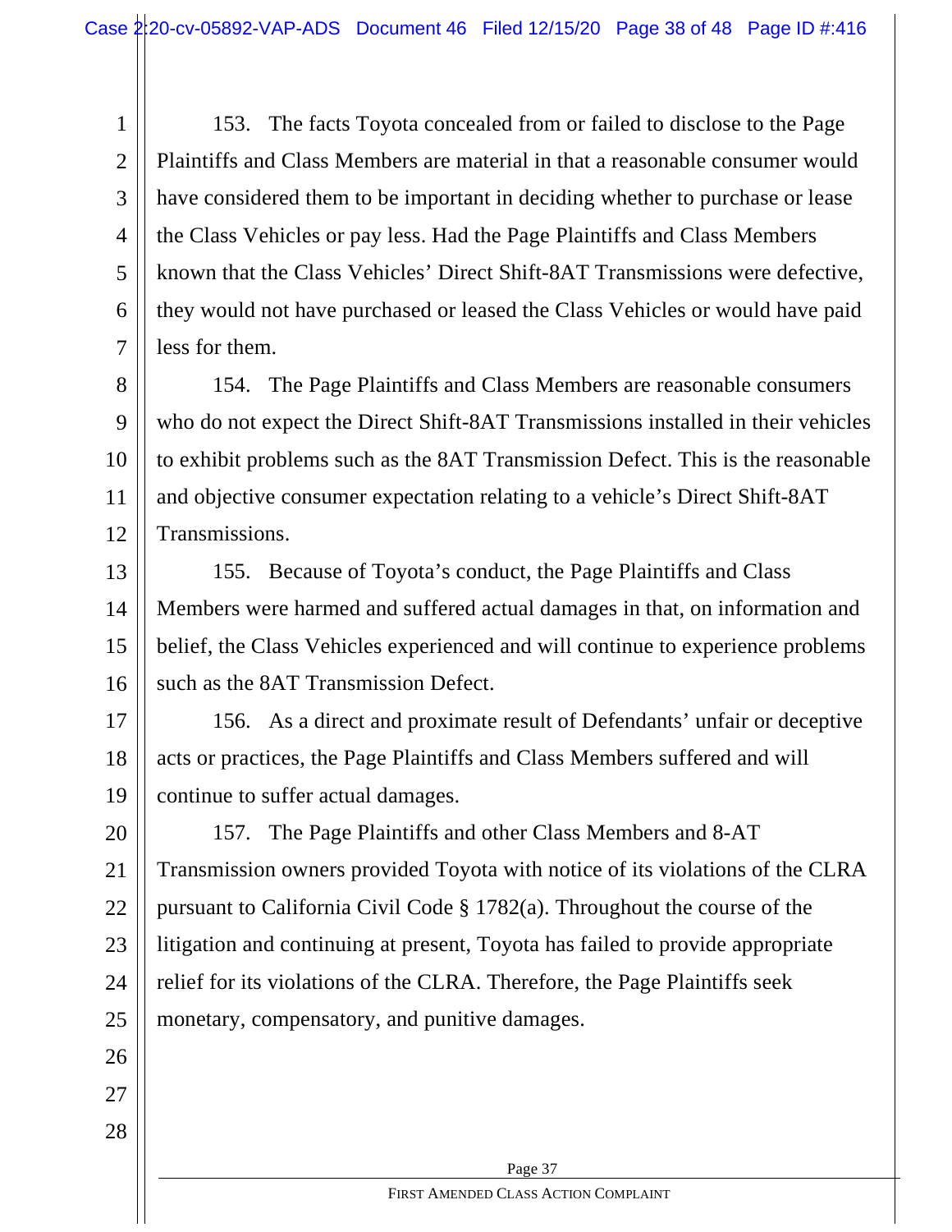153. The facts Toyota concealed from or failed to disclose to the Page Plaintiffs and Class Members are material in that a reasonable consumer would have considered them to be important in deciding whether to purchase or lease the Class Vehicles or pay less. Had the Page Plaintiffs and Class Members known that the Class Vehicles' Direct Shift-8AT Transmissions were defective, they would not have purchased or leased the Class Vehicles or would have paid less for them.

154. The Page Plaintiffs and Class Members are reasonable consumers who do not expect the Direct Shift-8AT Transmissions installed in their vehicles to exhibit problems such as the 8AT Transmission Defect. This is the reasonable and objective consumer expectation relating to a vehicle's Direct Shift-8AT Transmissions.

155. Because of Toyota's conduct, the Page Plaintiffs and Class Members were harmed and suffered actual damages in that, on information and belief, the Class Vehicles experienced and will continue to experience problems such as the 8AT Transmission Defect.

156. As a direct and proximate result of Defendants' unfair or deceptive acts or practices, the Page Plaintiffs and Class Members suffered and will continue to suffer actual damages.

157. The Page Plaintiffs and other Class Members and 8-AT Transmission owners provided Toyota with notice of its violations of the CLRA pursuant to California Civil Code § 1782(a). Throughout the course of the litigation and continuing at present, Toyota has failed to provide appropriate relief for its violations of the CLRA. Therefore, the Page Plaintiffs seek monetary, compensatory, and punitive damages.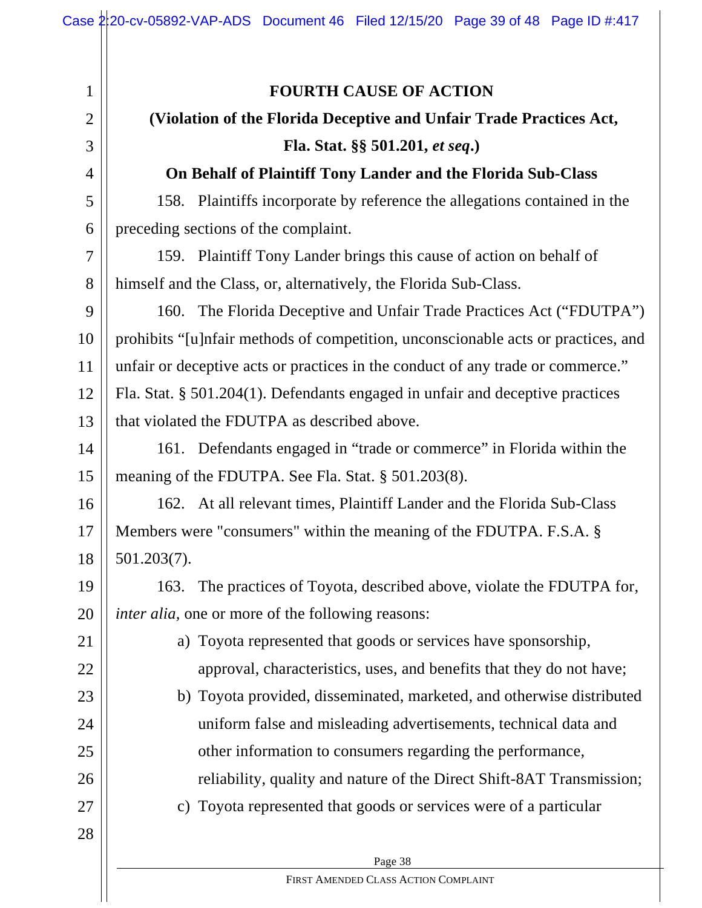**FOURTH CAUSE OF ACTION**

**(Violation of the Florida Deceptive and Unfair Trade Practices Act, Fla. Stat. §§ 501.201, *et seq*.)**

**On Behalf of Plaintiff Tony Lander and the Florida Sub-Class**

158. Plaintiffs incorporate by reference the allegations contained in the preceding sections of the complaint.

159. Plaintiff Tony Lander brings this cause of action on behalf of himself and the Class, or, alternatively, the Florida Sub-Class.

160. The Florida Deceptive and Unfair Trade Practices Act ("FDUTPA") prohibits "[u]nfair methods of competition, unconscionable acts or practices, and unfair or deceptive acts or practices in the conduct of any trade or commerce." Fla. Stat. § 501.204(1). Defendants engaged in unfair and deceptive practices that violated the FDUTPA as described above.

161. Defendants engaged in "trade or commerce" in Florida within the meaning of the FDUTPA. See Fla. Stat. § 501.203(8).

162. At all relevant times, Plaintiff Lander and the Florida Sub-Class Members were "consumers" within the meaning of the FDUTPA. F.S.A. § 501.203(7).

163. The practices of Toyota, described above, violate the FDUTPA for, *inter alia,* one or more of the following reasons:

a) Toyota represented that goods or services have sponsorship, approval, characteristics, uses, and benefits that they do not have;

b) Toyota provided, disseminated, marketed, and otherwise distributed uniform false and misleading advertisements, technical data and other information to consumers regarding the performance, reliability, quality and nature of the Direct Shift-8AT Transmission;

c) Toyota represented that goods or services were of a particular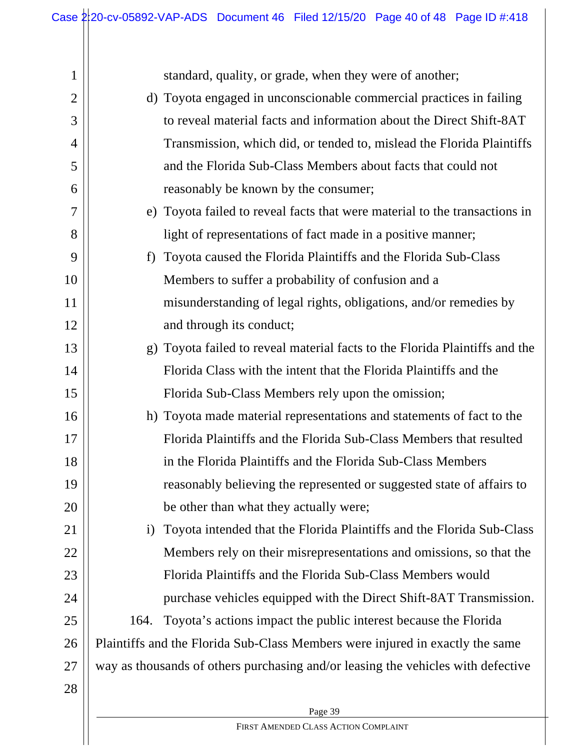standard, quality, or grade, when they were of another;

d) Toyota engaged in unconscionable commercial practices in failing to reveal material facts and information about the Direct Shift-8AT Transmission, which did, or tended to, mislead the Florida Plaintiffs and the Florida Sub-Class Members about facts that could not reasonably be known by the consumer;

e) Toyota failed to reveal facts that were material to the transactions in light of representations of fact made in a positive manner;

f) Toyota caused the Florida Plaintiffs and the Florida Sub-Class Members to suffer a probability of confusion and a misunderstanding of legal rights, obligations, and/or remedies by and through its conduct;

g) Toyota failed to reveal material facts to the Florida Plaintiffs and the Florida Class with the intent that the Florida Plaintiffs and the Florida Sub-Class Members rely upon the omission;

h) Toyota made material representations and statements of fact to the Florida Plaintiffs and the Florida Sub-Class Members that resulted in the Florida Plaintiffs and the Florida Sub-Class Members reasonably believing the represented or suggested state of affairs to be other than what they actually were;

i) Toyota intended that the Florida Plaintiffs and the Florida Sub-Class Members rely on their misrepresentations and omissions, so that the Florida Plaintiffs and the Florida Sub-Class Members would purchase vehicles equipped with the Direct Shift-8AT Transmission.

164. Toyota's actions impact the public interest because the Florida Plaintiffs and the Florida Sub-Class Members were injured in exactly the same way as thousands of others purchasing and/or leasing the vehicles with defective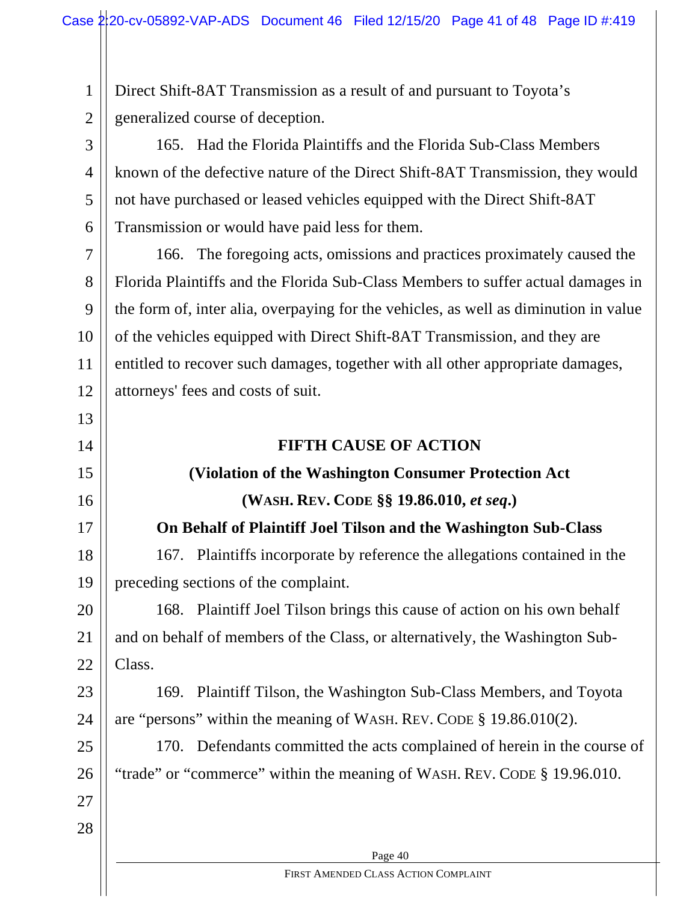Direct Shift-8AT Transmission as a result of and pursuant to Toyota's generalized course of deception.

165. Had the Florida Plaintiffs and the Florida Sub-Class Members known of the defective nature of the Direct Shift-8AT Transmission, they would not have purchased or leased vehicles equipped with the Direct Shift-8AT Transmission or would have paid less for them.

166. The foregoing acts, omissions and practices proximately caused the Florida Plaintiffs and the Florida Sub-Class Members to suffer actual damages in the form of, inter alia, overpaying for the vehicles, as well as diminution in value of the vehicles equipped with Direct Shift-8AT Transmission, and they are entitled to recover such damages, together with all other appropriate damages, attorneys' fees and costs of suit.

## FIFTH CAUSE OF ACTION

### (Violation of the Washington Consumer Protection Act (WASH. REV. CODE §§ 19.86.010, *et seq*.)

### On Behalf of Plaintiff Joel Tilson and the Washington Sub-Class

167. Plaintiffs incorporate by reference the allegations contained in the preceding sections of the complaint.

168. Plaintiff Joel Tilson brings this cause of action on his own behalf and on behalf of members of the Class, or alternatively, the Washington Sub-Class.

169. Plaintiff Tilson, the Washington Sub-Class Members, and Toyota are "persons" within the meaning of WASH. REV. CODE § 19.86.010(2).

170. Defendants committed the acts complained of herein in the course of "trade" or "commerce" within the meaning of WASH. REV. CODE § 19.96.010.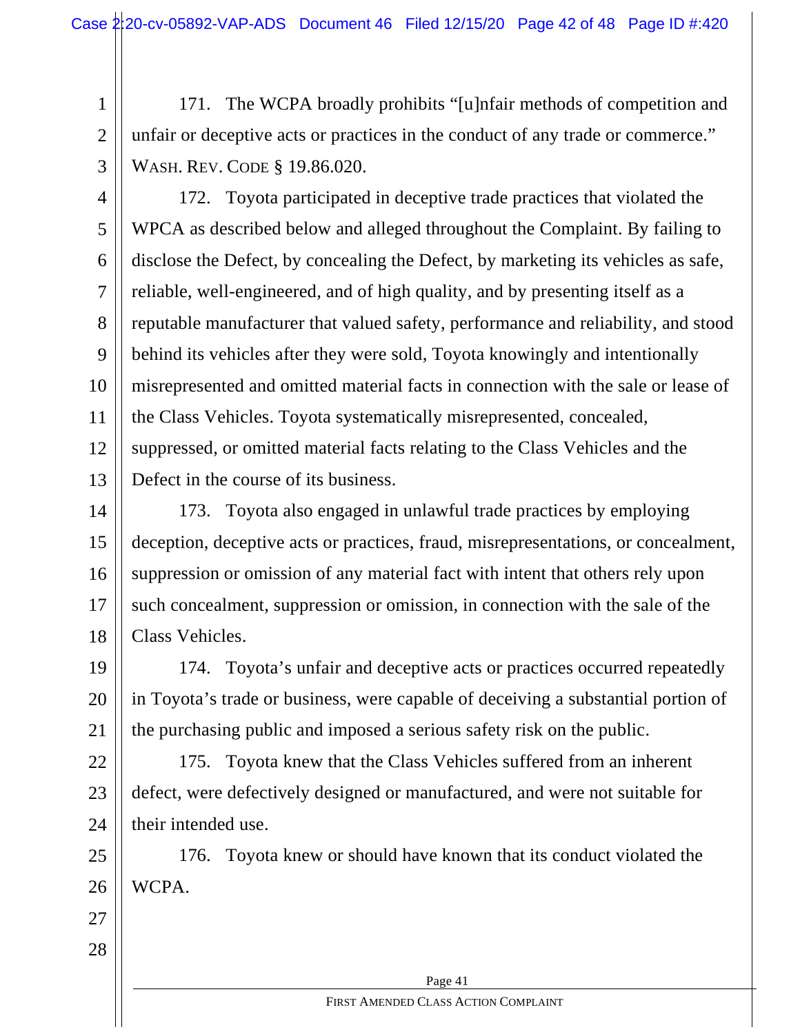171. The WCPA broadly prohibits "[u]nfair methods of competition and unfair or deceptive acts or practices in the conduct of any trade or commerce." WASH. REV. CODE § 19.86.020.

172. Toyota participated in deceptive trade practices that violated the WPCA as described below and alleged throughout the Complaint. By failing to disclose the Defect, by concealing the Defect, by marketing its vehicles as safe, reliable, well-engineered, and of high quality, and by presenting itself as a reputable manufacturer that valued safety, performance and reliability, and stood behind its vehicles after they were sold, Toyota knowingly and intentionally misrepresented and omitted material facts in connection with the sale or lease of the Class Vehicles. Toyota systematically misrepresented, concealed, suppressed, or omitted material facts relating to the Class Vehicles and the Defect in the course of its business.

173. Toyota also engaged in unlawful trade practices by employing deception, deceptive acts or practices, fraud, misrepresentations, or concealment, suppression or omission of any material fact with intent that others rely upon such concealment, suppression or omission, in connection with the sale of the Class Vehicles.

174. Toyota's unfair and deceptive acts or practices occurred repeatedly in Toyota's trade or business, were capable of deceiving a substantial portion of the purchasing public and imposed a serious safety risk on the public.

175. Toyota knew that the Class Vehicles suffered from an inherent defect, were defectively designed or manufactured, and were not suitable for their intended use.

176. Toyota knew or should have known that its conduct violated the WCPA.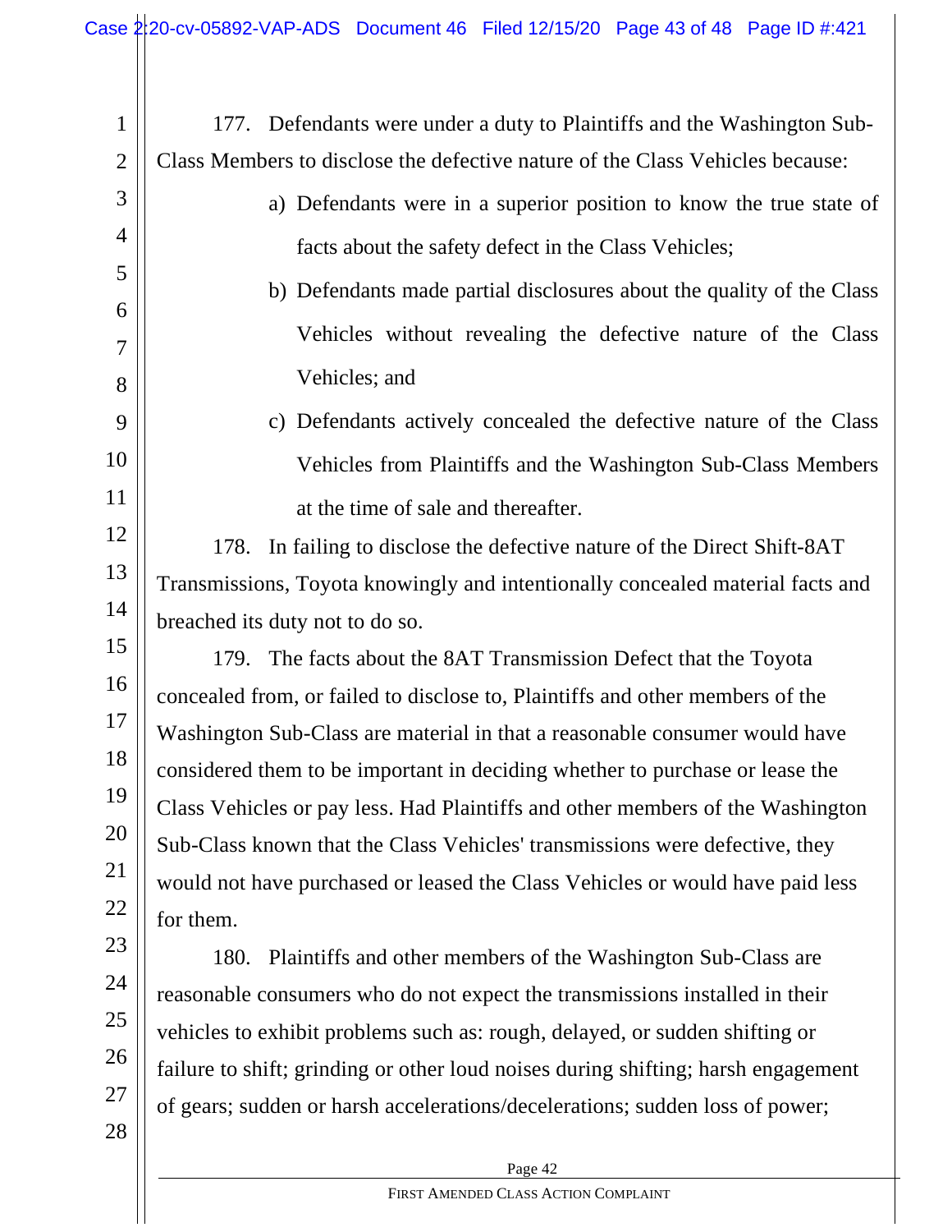177. Defendants were under a duty to Plaintiffs and the Washington Sub-Class Members to disclose the defective nature of the Class Vehicles because:

a) Defendants were in a superior position to know the true state of facts about the safety defect in the Class Vehicles;

b) Defendants made partial disclosures about the quality of the Class Vehicles without revealing the defective nature of the Class Vehicles; and

c) Defendants actively concealed the defective nature of the Class Vehicles from Plaintiffs and the Washington Sub-Class Members at the time of sale and thereafter.

178. In failing to disclose the defective nature of the Direct Shift-8AT Transmissions, Toyota knowingly and intentionally concealed material facts and breached its duty not to do so.

179. The facts about the 8AT Transmission Defect that the Toyota concealed from, or failed to disclose to, Plaintiffs and other members of the Washington Sub-Class are material in that a reasonable consumer would have considered them to be important in deciding whether to purchase or lease the Class Vehicles or pay less. Had Plaintiffs and other members of the Washington Sub-Class known that the Class Vehicles' transmissions were defective, they would not have purchased or leased the Class Vehicles or would have paid less for them.

180. Plaintiffs and other members of the Washington Sub-Class are reasonable consumers who do not expect the transmissions installed in their vehicles to exhibit problems such as: rough, delayed, or sudden shifting or failure to shift; grinding or other loud noises during shifting; harsh engagement of gears; sudden or harsh accelerations/decelerations; sudden loss of power;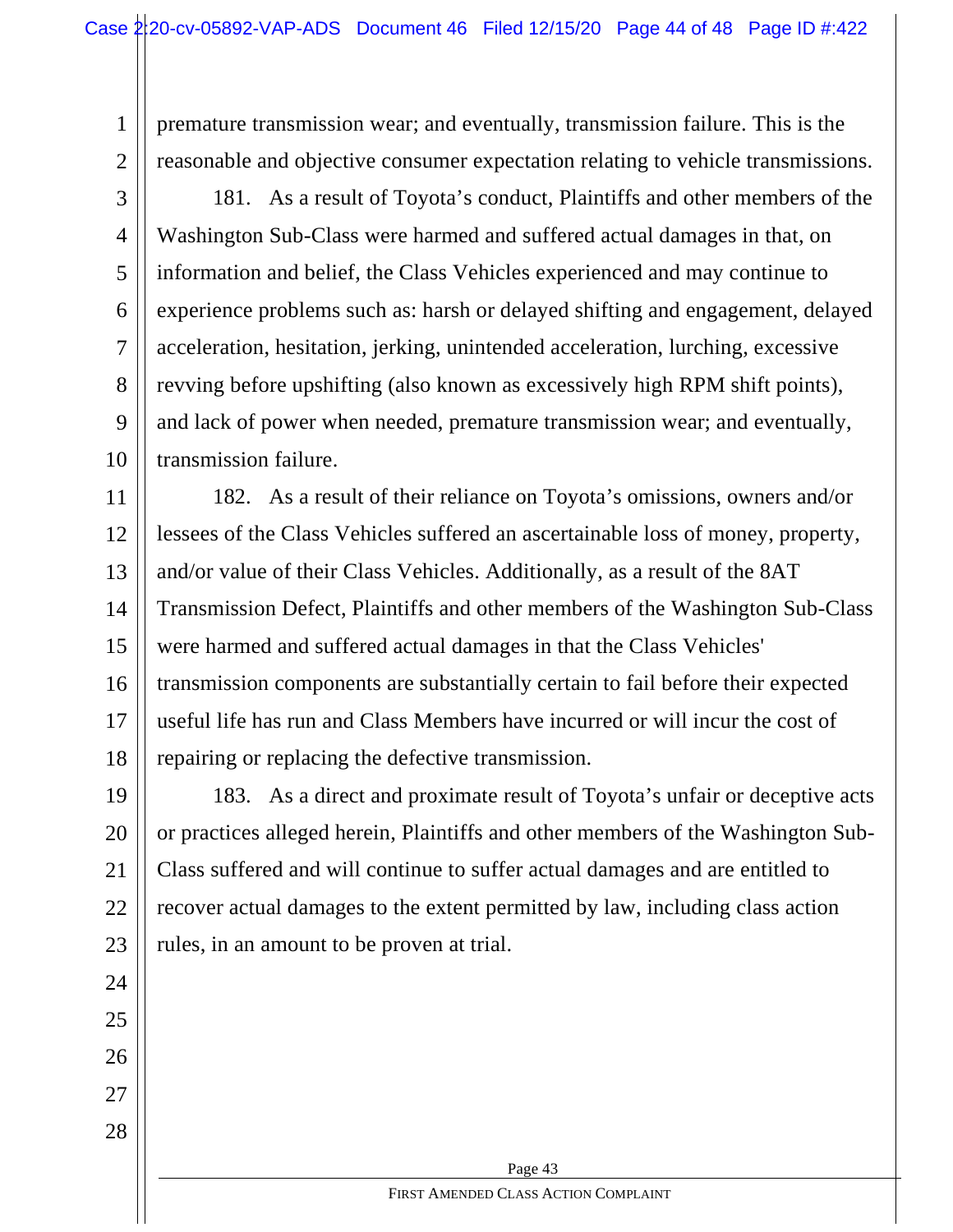premature transmission wear; and eventually, transmission failure. This is the reasonable and objective consumer expectation relating to vehicle transmissions.

181. As a result of Toyota's conduct, Plaintiffs and other members of the Washington Sub-Class were harmed and suffered actual damages in that, on information and belief, the Class Vehicles experienced and may continue to experience problems such as: harsh or delayed shifting and engagement, delayed acceleration, hesitation, jerking, unintended acceleration, lurching, excessive revving before upshifting (also known as excessively high RPM shift points), and lack of power when needed, premature transmission wear; and eventually, transmission failure.

182. As a result of their reliance on Toyota's omissions, owners and/or lessees of the Class Vehicles suffered an ascertainable loss of money, property, and/or value of their Class Vehicles. Additionally, as a result of the 8AT Transmission Defect, Plaintiffs and other members of the Washington Sub-Class were harmed and suffered actual damages in that the Class Vehicles' transmission components are substantially certain to fail before their expected useful life has run and Class Members have incurred or will incur the cost of repairing or replacing the defective transmission.

183. As a direct and proximate result of Toyota's unfair or deceptive acts or practices alleged herein, Plaintiffs and other members of the Washington Sub-Class suffered and will continue to suffer actual damages and are entitled to recover actual damages to the extent permitted by law, including class action rules, in an amount to be proven at trial.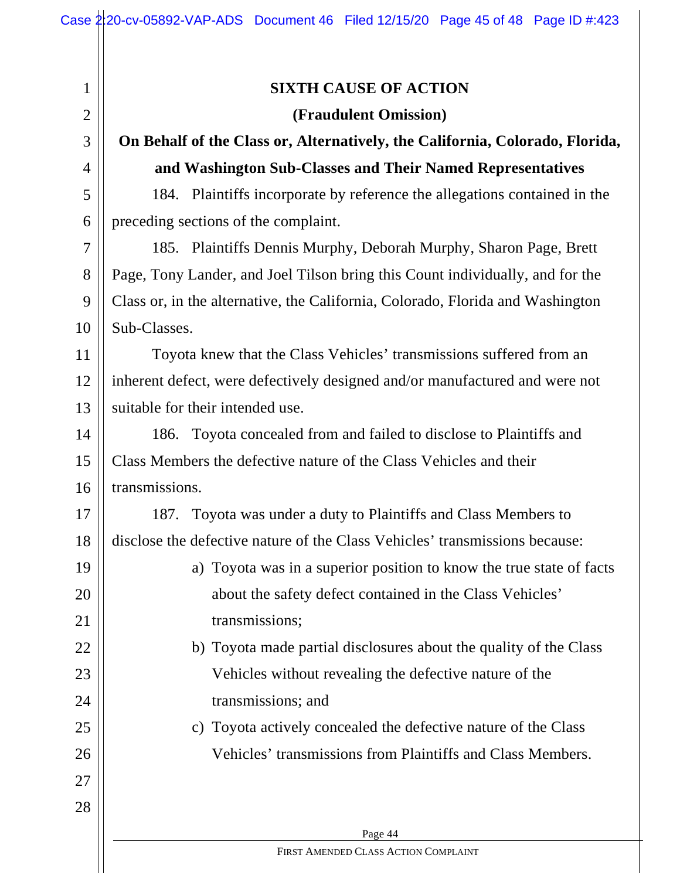## SIXTH CAUSE OF ACTION

### (Fraudulent Omission)

### On Behalf of the Class or, Alternatively, the California, Colorado, Florida, and Washington Sub-Classes and Their Named Representatives

184. Plaintiffs incorporate by reference the allegations contained in the preceding sections of the complaint.

185. Plaintiffs Dennis Murphy, Deborah Murphy, Sharon Page, Brett Page, Tony Lander, and Joel Tilson bring this Count individually, and for the Class or, in the alternative, the California, Colorado, Florida and Washington Sub-Classes.

Toyota knew that the Class Vehicles' transmissions suffered from an inherent defect, were defectively designed and/or manufactured and were not suitable for their intended use.

186. Toyota concealed from and failed to disclose to Plaintiffs and Class Members the defective nature of the Class Vehicles and their transmissions.

187. Toyota was under a duty to Plaintiffs and Class Members to disclose the defective nature of the Class Vehicles' transmissions because:

a) Toyota was in a superior position to know the true state of facts about the safety defect contained in the Class Vehicles' transmissions;

b) Toyota made partial disclosures about the quality of the Class Vehicles without revealing the defective nature of the transmissions; and

c) Toyota actively concealed the defective nature of the Class Vehicles' transmissions from Plaintiffs and Class Members.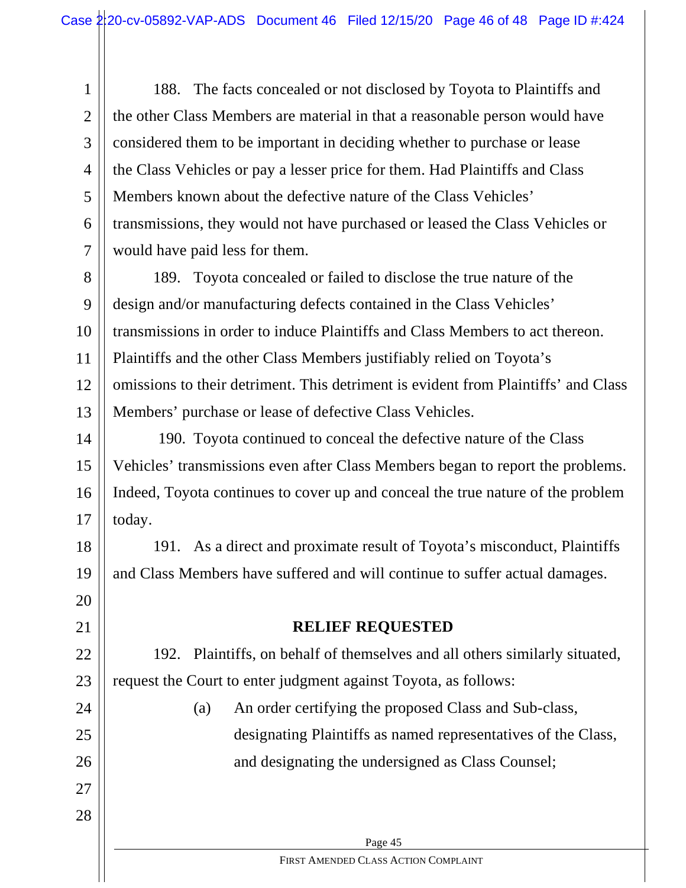188. The facts concealed or not disclosed by Toyota to Plaintiffs and the other Class Members are material in that a reasonable person would have considered them to be important in deciding whether to purchase or lease the Class Vehicles or pay a lesser price for them. Had Plaintiffs and Class Members known about the defective nature of the Class Vehicles' transmissions, they would not have purchased or leased the Class Vehicles or would have paid less for them.

189. Toyota concealed or failed to disclose the true nature of the design and/or manufacturing defects contained in the Class Vehicles' transmissions in order to induce Plaintiffs and Class Members to act thereon. Plaintiffs and the other Class Members justifiably relied on Toyota's omissions to their detriment. This detriment is evident from Plaintiffs' and Class Members' purchase or lease of defective Class Vehicles.

190. Toyota continued to conceal the defective nature of the Class Vehicles' transmissions even after Class Members began to report the problems. Indeed, Toyota continues to cover up and conceal the true nature of the problem today.

191. As a direct and proximate result of Toyota's misconduct, Plaintiffs and Class Members have suffered and will continue to suffer actual damages.

## RELIEF REQUESTED

192. Plaintiffs, on behalf of themselves and all others similarly situated, request the Court to enter judgment against Toyota, as follows:

(a) An order certifying the proposed Class and Sub-class, designating Plaintiffs as named representatives of the Class, and designating the undersigned as Class Counsel;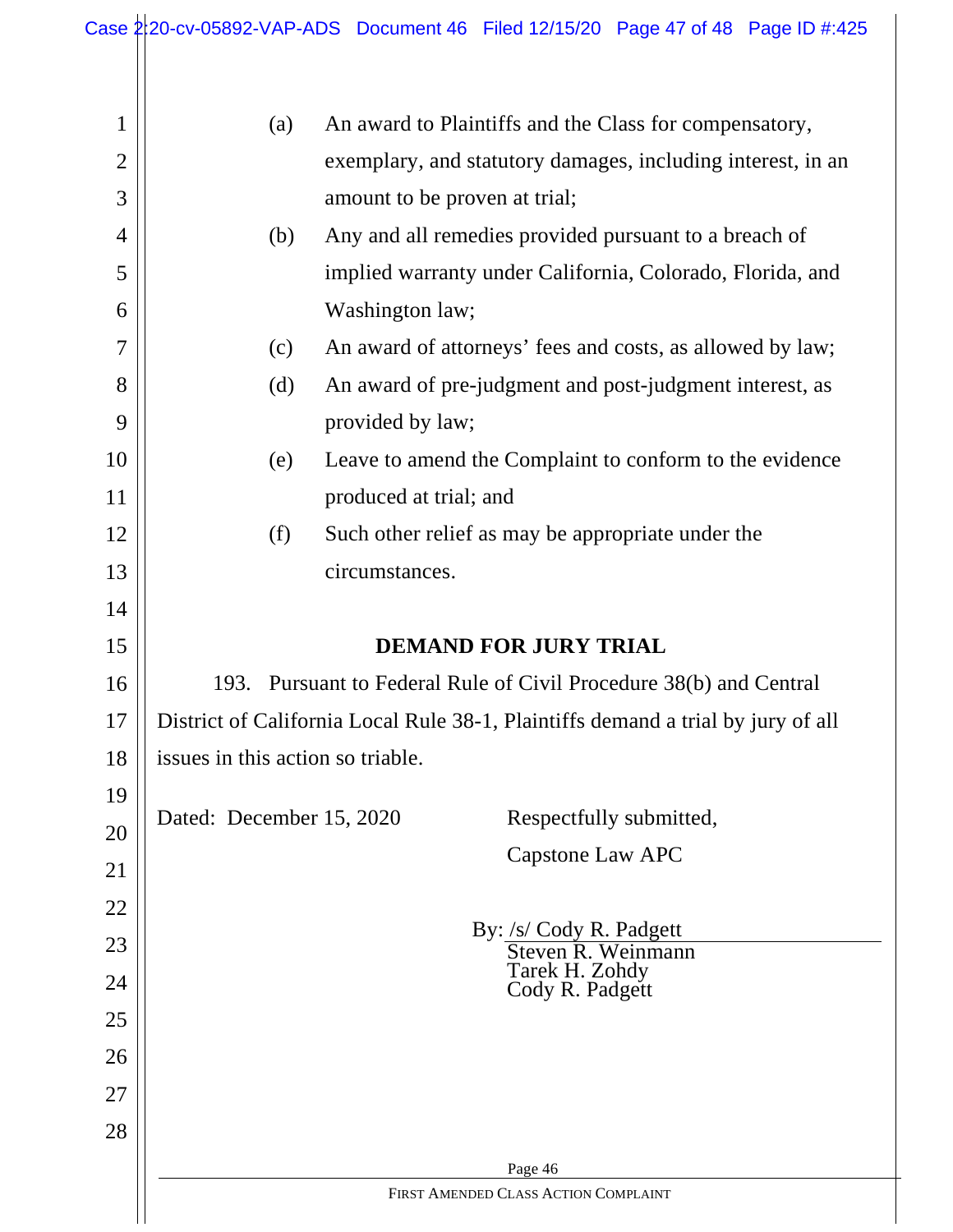(a) An award to Plaintiffs and the Class for compensatory, exemplary, and statutory damages, including interest, in an amount to be proven at trial;

(b) Any and all remedies provided pursuant to a breach of implied warranty under California, Colorado, Florida, and Washington law;

(c) An award of attorneys' fees and costs, as allowed by law;

(d) An award of pre-judgment and post-judgment interest, as provided by law;

(e) Leave to amend the Complaint to conform to the evidence produced at trial; and

(f) Such other relief as may be appropriate under the circumstances.

## DEMAND FOR JURY TRIAL

193. Pursuant to Federal Rule of Civil Procedure 38(b) and Central District of California Local Rule 38-1, Plaintiffs demand a trial by jury of all issues in this action so triable.

Dated: December 15, 2020

Respectfully submitted,

Capstone Law APC

By: /s/ Cody R. Padgett
Steven R. Weinmann
Tarek H. Zohdy
Cody R. Padgett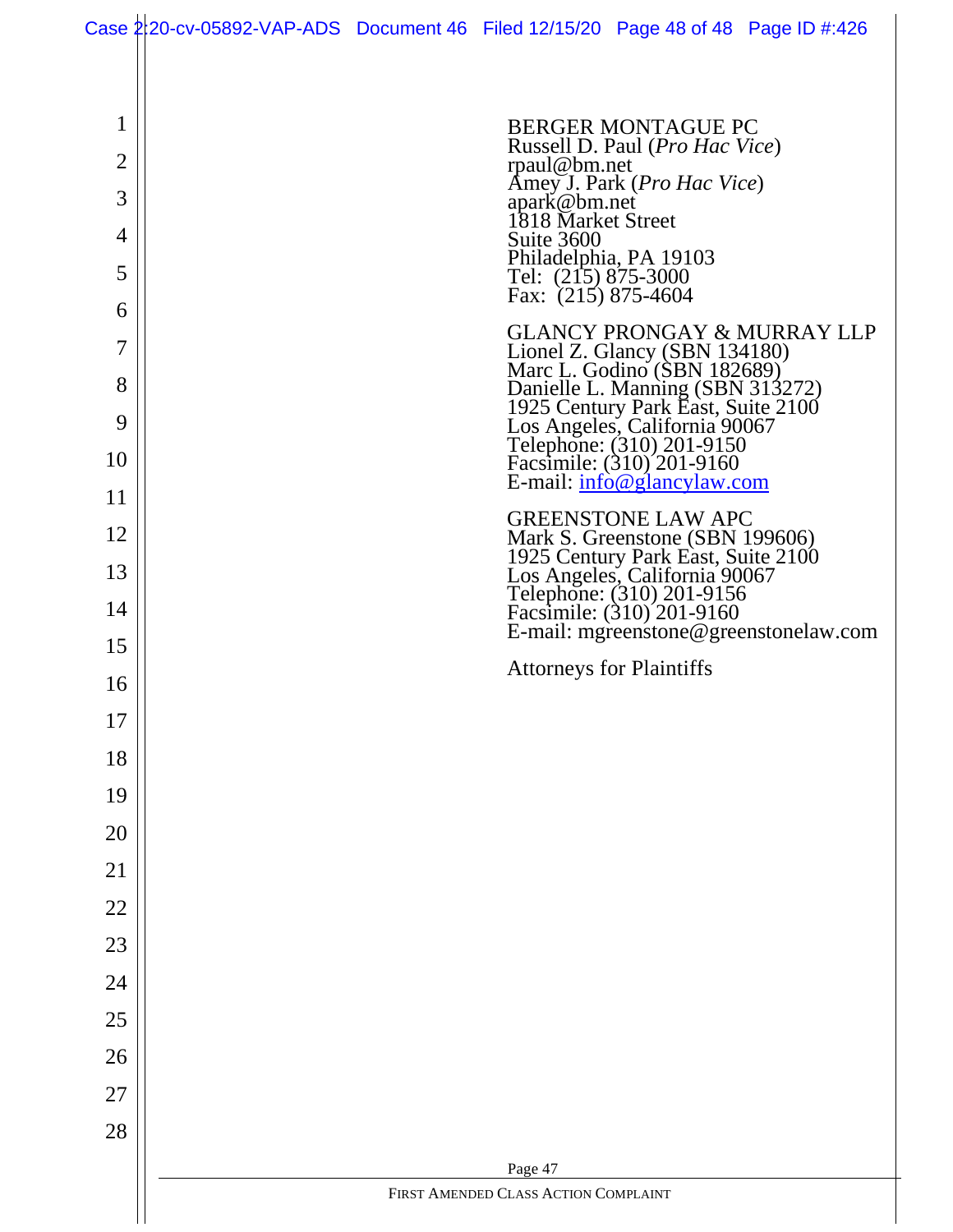BERGER MONTAGUE PC
Russell D. Paul (*Pro Hac Vice*)
rpaul@bm.net
Amey J. Park (*Pro Hac Vice*)
apark@bm.net
1818 Market Street
Suite 3600
Philadelphia, PA 19103
Tel: (215) 875-3000
Fax: (215) 875-4604

GLANCY PRONGAY & MURRAY LLP
Lionel Z. Glancy (SBN 134180)
Marc L. Godino (SBN 182689)
Danielle L. Manning (SBN 313272)
1925 Century Park East, Suite 2100
Los Angeles, California 90067
Telephone: (310) 201-9150
Facsimile: (310) 201-9160
E-mail: info@glancylaw.com

GREENSTONE LAW APC
Mark S. Greenstone (SBN 199606)
1925 Century Park East, Suite 2100
Los Angeles, California 90067
Telephone: (310) 201-9156
Facsimile: (310) 201-9160
E-mail: mgreenstone@greenstonelaw.com

Attorneys for Plaintiffs